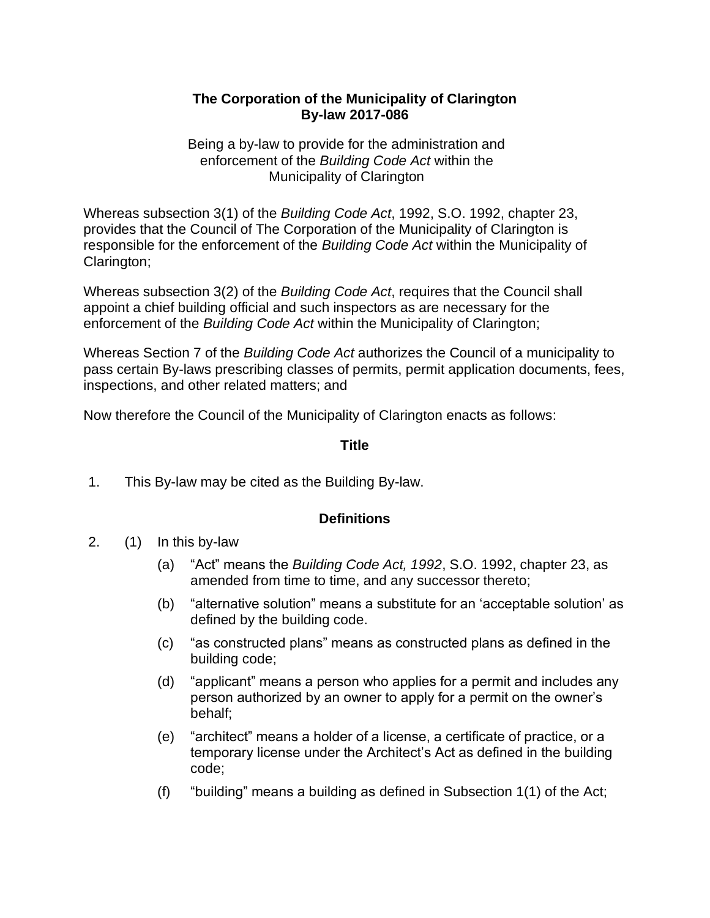**The Corporation of the Municipality of Clarington**
**By-law 2017-086**

Being a by-law to provide for the administration and enforcement of the *Building Code Act* within the Municipality of Clarington

Whereas subsection 3(1) of the *Building Code Act*, 1992, S.O. 1992, chapter 23, provides that the Council of The Corporation of the Municipality of Clarington is responsible for the enforcement of the *Building Code Act* within the Municipality of Clarington;

Whereas subsection 3(2) of the *Building Code Act*, requires that the Council shall appoint a chief building official and such inspectors as are necessary for the enforcement of the *Building Code Act* within the Municipality of Clarington;

Whereas Section 7 of the *Building Code Act* authorizes the Council of a municipality to pass certain By-laws prescribing classes of permits, permit application documents, fees, inspections, and other related matters; and

Now therefore the Council of the Municipality of Clarington enacts as follows:

**Title**

1. This By-law may be cited as the Building By-law.

**Definitions**

2. (1) In this by-law

   (a) "Act" means the *Building Code Act, 1992*, S.O. 1992, chapter 23, as amended from time to time, and any successor thereto;

   (b) "alternative solution" means a substitute for an 'acceptable solution' as defined by the building code.

   (c) "as constructed plans" means as constructed plans as defined in the building code;

   (d) "applicant" means a person who applies for a permit and includes any person authorized by an owner to apply for a permit on the owner's behalf;

   (e) "architect" means a holder of a license, a certificate of practice, or a temporary license under the Architect's Act as defined in the building code;

   (f) "building" means a building as defined in Subsection 1(1) of the Act;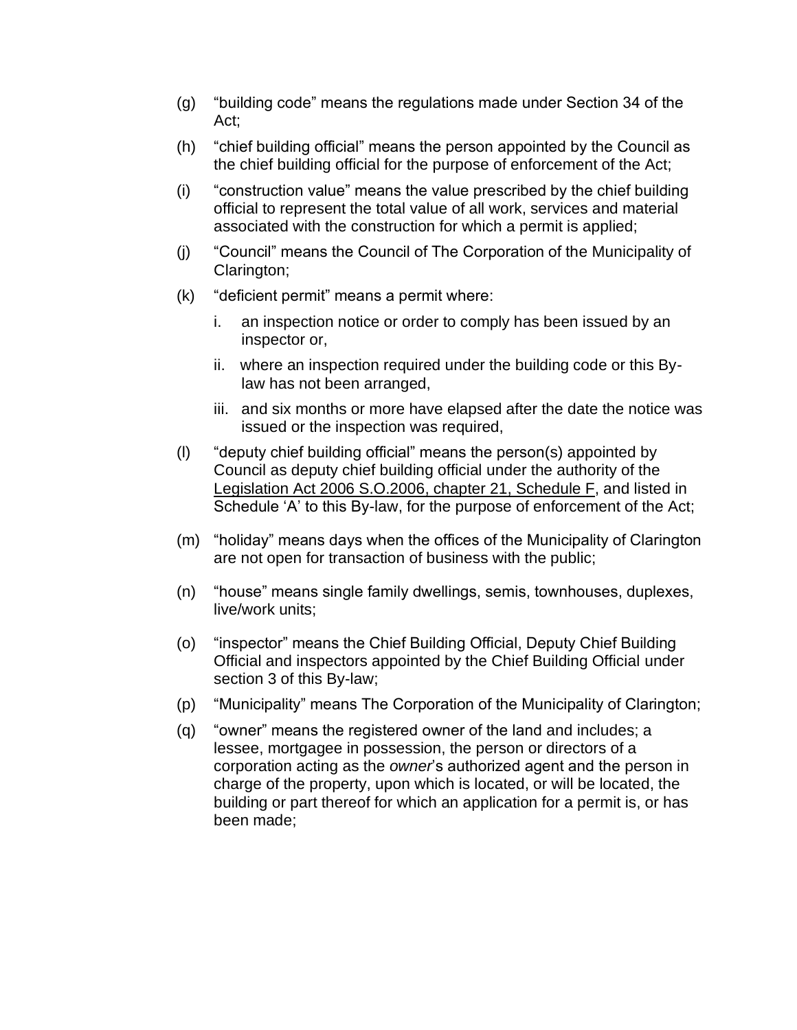(g) "building code" means the regulations made under Section 34 of the Act;

(h) "chief building official" means the person appointed by the Council as the chief building official for the purpose of enforcement of the Act;

(i) "construction value" means the value prescribed by the chief building official to represent the total value of all work, services and material associated with the construction for which a permit is applied;

(j) "Council" means the Council of The Corporation of the Municipality of Clarington;

(k) "deficient permit" means a permit where:

   i. an inspection notice or order to comply has been issued by an inspector or,

   ii. where an inspection required under the building code or this By-law has not been arranged,

   iii. and six months or more have elapsed after the date the notice was issued or the inspection was required,

(l) "deputy chief building official" means the person(s) appointed by Council as deputy chief building official under the authority of the Legislation Act 2006 S.O.2006, chapter 21, Schedule F, and listed in Schedule 'A' to this By-law, for the purpose of enforcement of the Act;

(m) "holiday" means days when the offices of the Municipality of Clarington are not open for transaction of business with the public;

(n) "house" means single family dwellings, semis, townhouses, duplexes, live/work units;

(o) "inspector" means the Chief Building Official, Deputy Chief Building Official and inspectors appointed by the Chief Building Official under section 3 of this By-law;

(p) "Municipality" means The Corporation of the Municipality of Clarington;

(q) "owner" means the registered owner of the land and includes; a lessee, mortgagee in possession, the person or directors of a corporation acting as the *owner*'s authorized agent and the person in charge of the property, upon which is located, or will be located, the building or part thereof for which an application for a permit is, or has been made;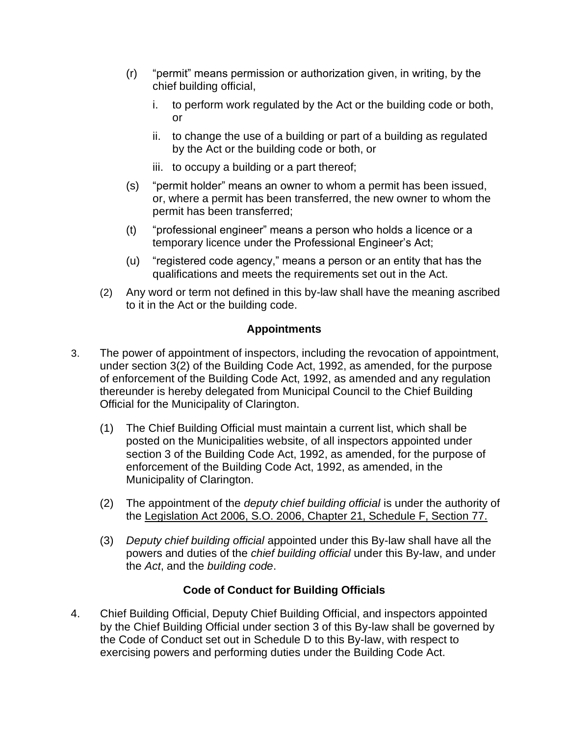(r) "permit" means permission or authorization given, in writing, by the chief building official,

   i. to perform work regulated by the Act or the building code or both, or

   ii. to change the use of a building or part of a building as regulated by the Act or the building code or both, or

   iii. to occupy a building or a part thereof;

(s) "permit holder" means an owner to whom a permit has been issued, or, where a permit has been transferred, the new owner to whom the permit has been transferred;

(t) "professional engineer" means a person who holds a licence or a temporary licence under the Professional Engineer's Act;

(u) "registered code agency," means a person or an entity that has the qualifications and meets the requirements set out in the Act.

(2) Any word or term not defined in this by-law shall have the meaning ascribed to it in the Act or the building code.

### Appointments

3. The power of appointment of inspectors, including the revocation of appointment, under section 3(2) of the Building Code Act, 1992, as amended, for the purpose of enforcement of the Building Code Act, 1992, as amended and any regulation thereunder is hereby delegated from Municipal Council to the Chief Building Official for the Municipality of Clarington.

   (1) The Chief Building Official must maintain a current list, which shall be posted on the Municipalities website, of all inspectors appointed under section 3 of the Building Code Act, 1992, as amended, for the purpose of enforcement of the Building Code Act, 1992, as amended, in the Municipality of Clarington.

   (2) The appointment of the *deputy chief building official* is under the authority of the Legislation Act 2006, S.O. 2006, Chapter 21, Schedule F, Section 77.

   (3) *Deputy chief building official* appointed under this By-law shall have all the powers and duties of the *chief building official* under this By-law, and under the *Act*, and the *building code*.

### Code of Conduct for Building Officials

4. Chief Building Official, Deputy Chief Building Official, and inspectors appointed by the Chief Building Official under section 3 of this By-law shall be governed by the Code of Conduct set out in Schedule D to this By-law, with respect to exercising powers and performing duties under the Building Code Act.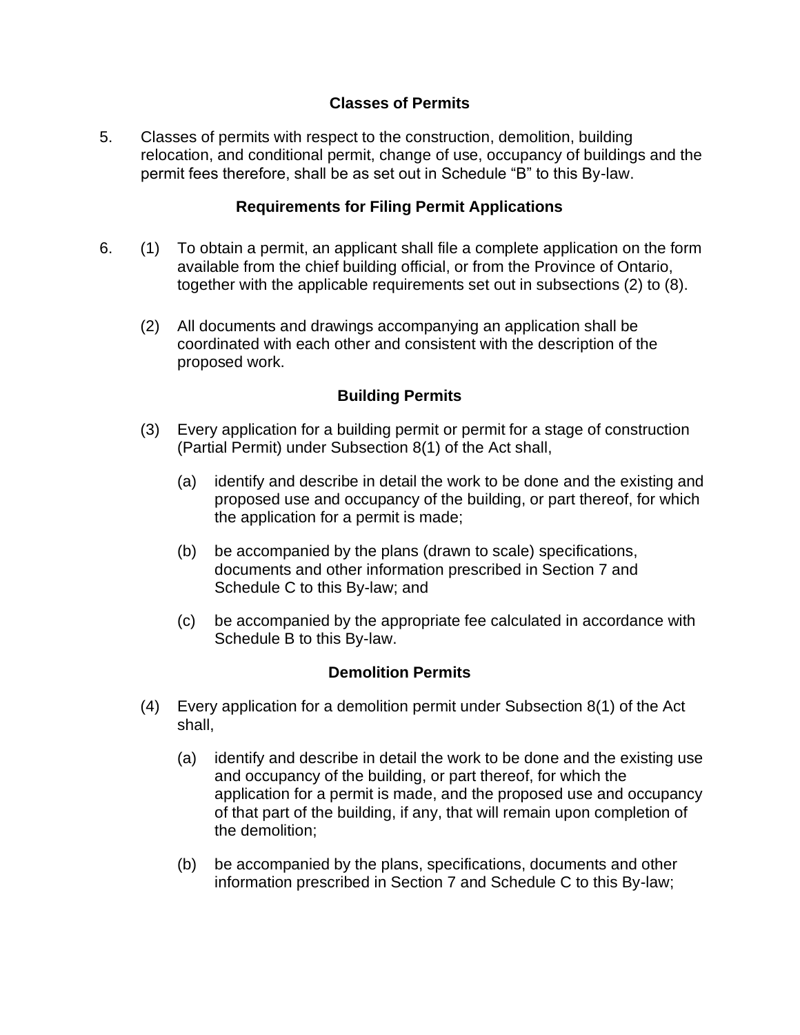## Classes of Permits

5. Classes of permits with respect to the construction, demolition, building relocation, and conditional permit, change of use, occupancy of buildings and the permit fees therefore, shall be as set out in Schedule "B" to this By-law.

## Requirements for Filing Permit Applications

6. (1) To obtain a permit, an applicant shall file a complete application on the form available from the chief building official, or from the Province of Ontario, together with the applicable requirements set out in subsections (2) to (8).

   (2) All documents and drawings accompanying an application shall be coordinated with each other and consistent with the description of the proposed work.

### Building Permits

   (3) Every application for a building permit or permit for a stage of construction (Partial Permit) under Subsection 8(1) of the Act shall,

      (a) identify and describe in detail the work to be done and the existing and proposed use and occupancy of the building, or part thereof, for which the application for a permit is made;

      (b) be accompanied by the plans (drawn to scale) specifications, documents and other information prescribed in Section 7 and Schedule C to this By-law; and

      (c) be accompanied by the appropriate fee calculated in accordance with Schedule B to this By-law.

### Demolition Permits

   (4) Every application for a demolition permit under Subsection 8(1) of the Act shall,

      (a) identify and describe in detail the work to be done and the existing use and occupancy of the building, or part thereof, for which the application for a permit is made, and the proposed use and occupancy of that part of the building, if any, that will remain upon completion of the demolition;

      (b) be accompanied by the plans, specifications, documents and other information prescribed in Section 7 and Schedule C to this By-law;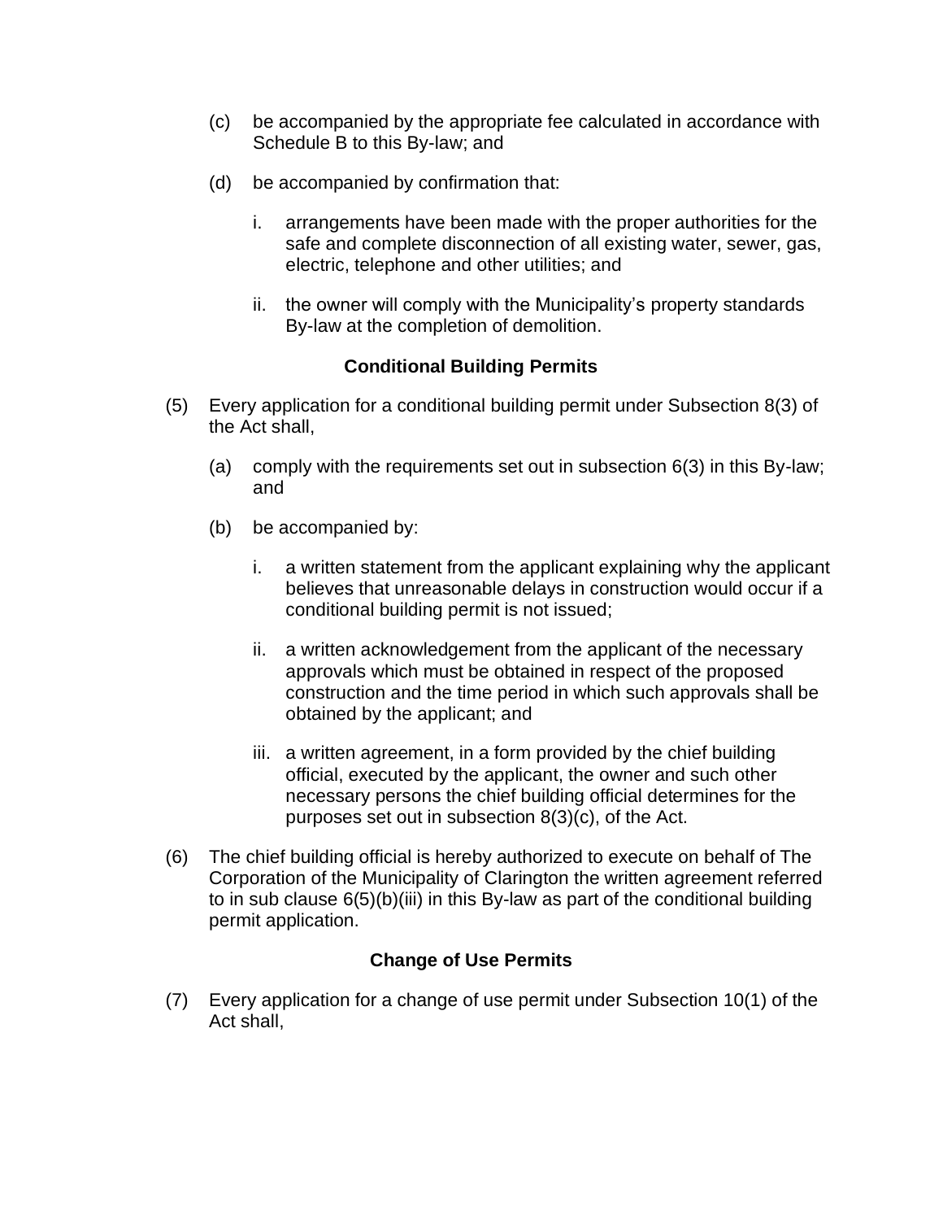(c) be accompanied by the appropriate fee calculated in accordance with Schedule B to this By-law; and

(d) be accompanied by confirmation that:

   i. arrangements have been made with the proper authorities for the safe and complete disconnection of all existing water, sewer, gas, electric, telephone and other utilities; and

   ii. the owner will comply with the Municipality's property standards By-law at the completion of demolition.

**Conditional Building Permits**

(5) Every application for a conditional building permit under Subsection 8(3) of the Act shall,

   (a) comply with the requirements set out in subsection 6(3) in this By-law; and

   (b) be accompanied by:

      i. a written statement from the applicant explaining why the applicant believes that unreasonable delays in construction would occur if a conditional building permit is not issued;

      ii. a written acknowledgement from the applicant of the necessary approvals which must be obtained in respect of the proposed construction and the time period in which such approvals shall be obtained by the applicant; and

      iii. a written agreement, in a form provided by the chief building official, executed by the applicant, the owner and such other necessary persons the chief building official determines for the purposes set out in subsection 8(3)(c), of the Act.

(6) The chief building official is hereby authorized to execute on behalf of The Corporation of the Municipality of Clarington the written agreement referred to in sub clause 6(5)(b)(iii) in this By-law as part of the conditional building permit application.

**Change of Use Permits**

(7) Every application for a change of use permit under Subsection 10(1) of the Act shall,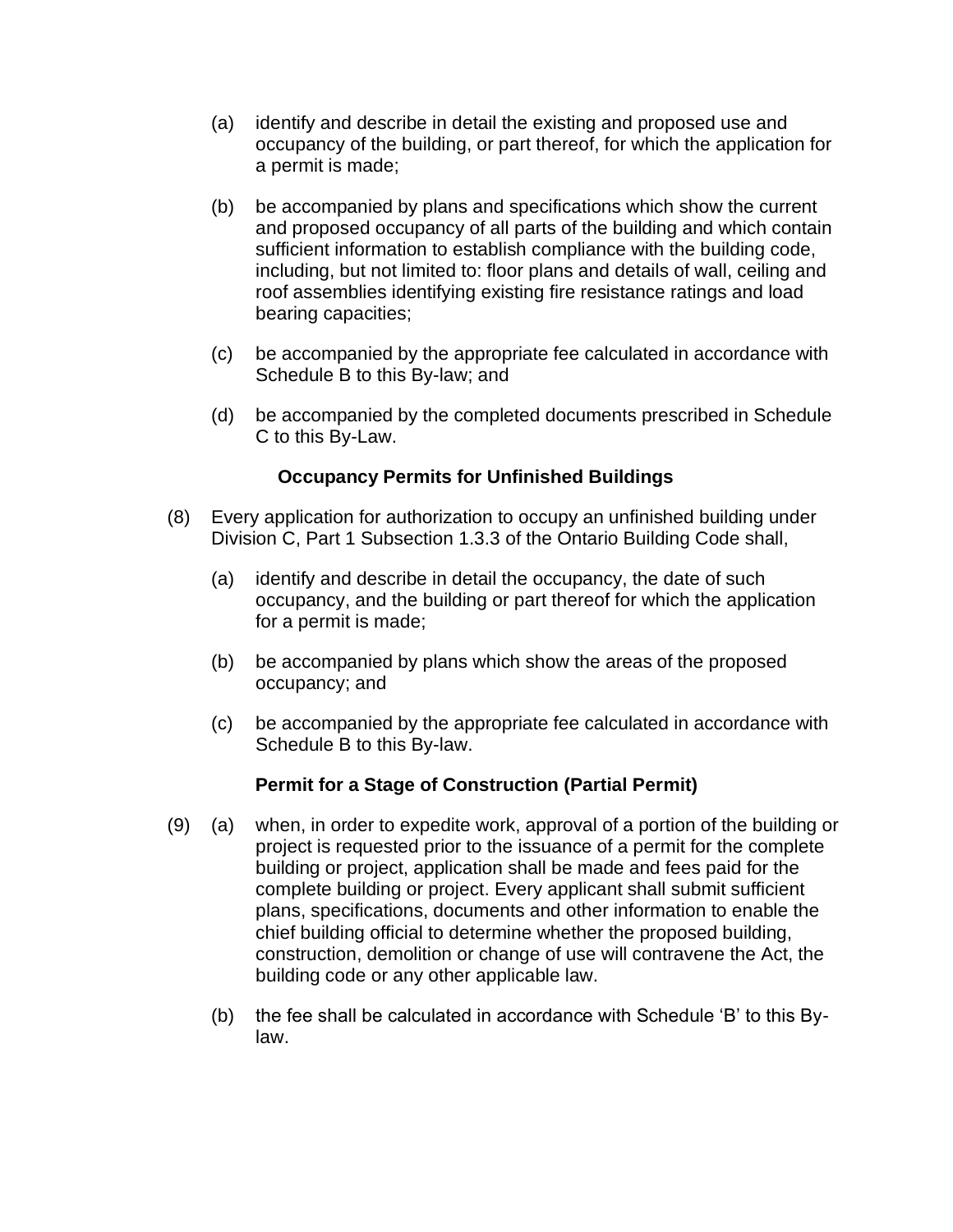(a) identify and describe in detail the existing and proposed use and occupancy of the building, or part thereof, for which the application for a permit is made;

(b) be accompanied by plans and specifications which show the current and proposed occupancy of all parts of the building and which contain sufficient information to establish compliance with the building code, including, but not limited to: floor plans and details of wall, ceiling and roof assemblies identifying existing fire resistance ratings and load bearing capacities;

(c) be accompanied by the appropriate fee calculated in accordance with Schedule B to this By-law; and

(d) be accompanied by the completed documents prescribed in Schedule C to this By-Law.

**Occupancy Permits for Unfinished Buildings**

(8) Every application for authorization to occupy an unfinished building under Division C, Part 1 Subsection 1.3.3 of the Ontario Building Code shall,

(a) identify and describe in detail the occupancy, the date of such occupancy, and the building or part thereof for which the application for a permit is made;

(b) be accompanied by plans which show the areas of the proposed occupancy; and

(c) be accompanied by the appropriate fee calculated in accordance with Schedule B to this By-law.

**Permit for a Stage of Construction (Partial Permit)**

(9) (a) when, in order to expedite work, approval of a portion of the building or project is requested prior to the issuance of a permit for the complete building or project, application shall be made and fees paid for the complete building or project. Every applicant shall submit sufficient plans, specifications, documents and other information to enable the chief building official to determine whether the proposed building, construction, demolition or change of use will contravene the Act, the building code or any other applicable law.

(b) the fee shall be calculated in accordance with Schedule 'B' to this By-law.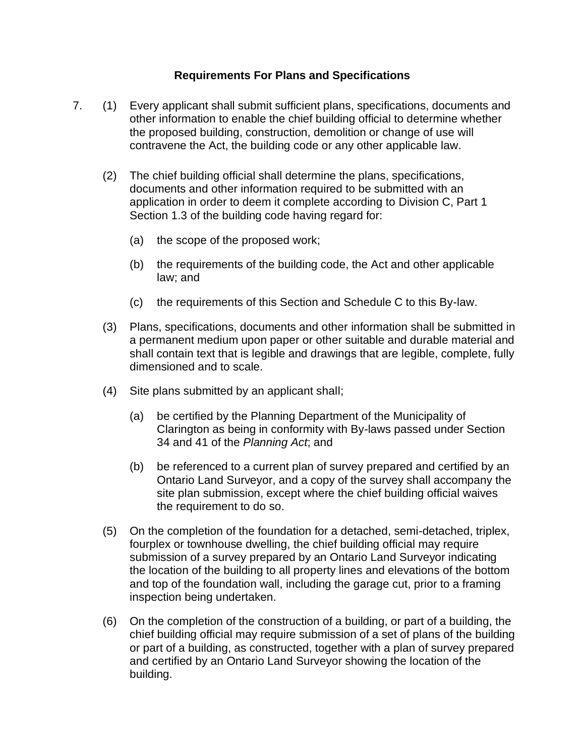## Requirements For Plans and Specifications

7. (1) Every applicant shall submit sufficient plans, specifications, documents and other information to enable the chief building official to determine whether the proposed building, construction, demolition or change of use will contravene the Act, the building code or any other applicable law.

(2) The chief building official shall determine the plans, specifications, documents and other information required to be submitted with an application in order to deem it complete according to Division C, Part 1 Section 1.3 of the building code having regard for:

(a) the scope of the proposed work;

(b) the requirements of the building code, the Act and other applicable law; and

(c) the requirements of this Section and Schedule C to this By-law.

(3) Plans, specifications, documents and other information shall be submitted in a permanent medium upon paper or other suitable and durable material and shall contain text that is legible and drawings that are legible, complete, fully dimensioned and to scale.

(4) Site plans submitted by an applicant shall;

(a) be certified by the Planning Department of the Municipality of Clarington as being in conformity with By-laws passed under Section 34 and 41 of the *Planning Act*; and

(b) be referenced to a current plan of survey prepared and certified by an Ontario Land Surveyor, and a copy of the survey shall accompany the site plan submission, except where the chief building official waives the requirement to do so.

(5) On the completion of the foundation for a detached, semi-detached, triplex, fourplex or townhouse dwelling, the chief building official may require submission of a survey prepared by an Ontario Land Surveyor indicating the location of the building to all property lines and elevations of the bottom and top of the foundation wall, including the garage cut, prior to a framing inspection being undertaken.

(6) On the completion of the construction of a building, or part of a building, the chief building official may require submission of a set of plans of the building or part of a building, as constructed, together with a plan of survey prepared and certified by an Ontario Land Surveyor showing the location of the building.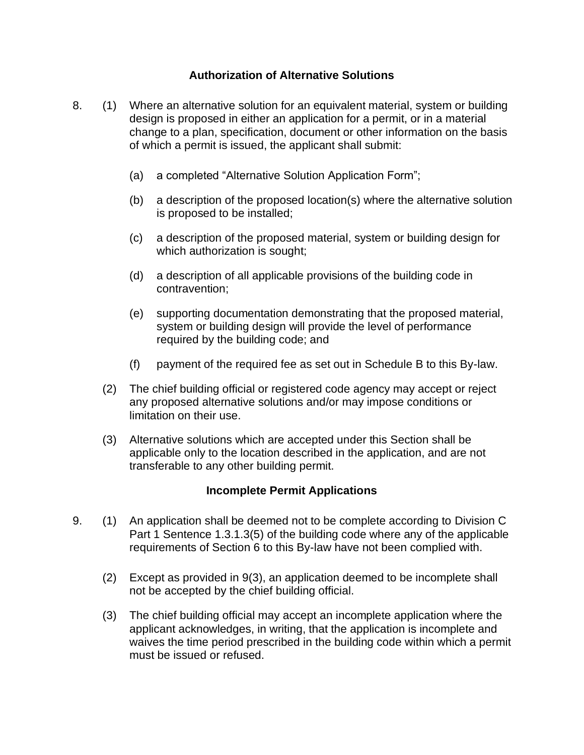### Authorization of Alternative Solutions

8. (1) Where an alternative solution for an equivalent material, system or building design is proposed in either an application for a permit, or in a material change to a plan, specification, document or other information on the basis of which a permit is issued, the applicant shall submit:

   (a) a completed "Alternative Solution Application Form";

   (b) a description of the proposed location(s) where the alternative solution is proposed to be installed;

   (c) a description of the proposed material, system or building design for which authorization is sought;

   (d) a description of all applicable provisions of the building code in contravention;

   (e) supporting documentation demonstrating that the proposed material, system or building design will provide the level of performance required by the building code; and

   (f) payment of the required fee as set out in Schedule B to this By-law.

   (2) The chief building official or registered code agency may accept or reject any proposed alternative solutions and/or may impose conditions or limitation on their use.

   (3) Alternative solutions which are accepted under this Section shall be applicable only to the location described in the application, and are not transferable to any other building permit.

### Incomplete Permit Applications

9. (1) An application shall be deemed not to be complete according to Division C Part 1 Sentence 1.3.1.3(5) of the building code where any of the applicable requirements of Section 6 to this By-law have not been complied with.

   (2) Except as provided in 9(3), an application deemed to be incomplete shall not be accepted by the chief building official.

   (3) The chief building official may accept an incomplete application where the applicant acknowledges, in writing, that the application is incomplete and waives the time period prescribed in the building code within which a permit must be issued or refused.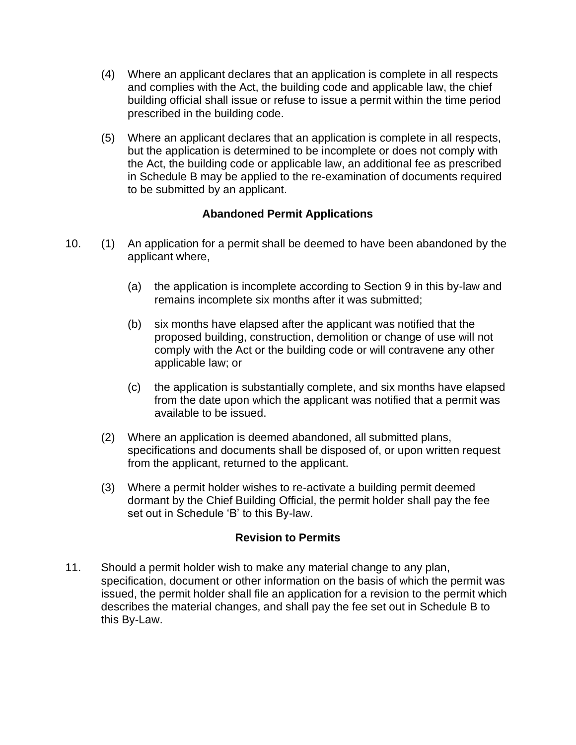(4) Where an applicant declares that an application is complete in all respects and complies with the Act, the building code and applicable law, the chief building official shall issue or refuse to issue a permit within the time period prescribed in the building code.

(5) Where an applicant declares that an application is complete in all respects, but the application is determined to be incomplete or does not comply with the Act, the building code or applicable law, an additional fee as prescribed in Schedule B may be applied to the re-examination of documents required to be submitted by an applicant.

**Abandoned Permit Applications**

10. (1) An application for a permit shall be deemed to have been abandoned by the applicant where,

(a) the application is incomplete according to Section 9 in this by-law and remains incomplete six months after it was submitted;

(b) six months have elapsed after the applicant was notified that the proposed building, construction, demolition or change of use will not comply with the Act or the building code or will contravene any other applicable law; or

(c) the application is substantially complete, and six months have elapsed from the date upon which the applicant was notified that a permit was available to be issued.

(2) Where an application is deemed abandoned, all submitted plans, specifications and documents shall be disposed of, or upon written request from the applicant, returned to the applicant.

(3) Where a permit holder wishes to re-activate a building permit deemed dormant by the Chief Building Official, the permit holder shall pay the fee set out in Schedule 'B' to this By-law.

**Revision to Permits**

11. Should a permit holder wish to make any material change to any plan, specification, document or other information on the basis of which the permit was issued, the permit holder shall file an application for a revision to the permit which describes the material changes, and shall pay the fee set out in Schedule B to this By-Law.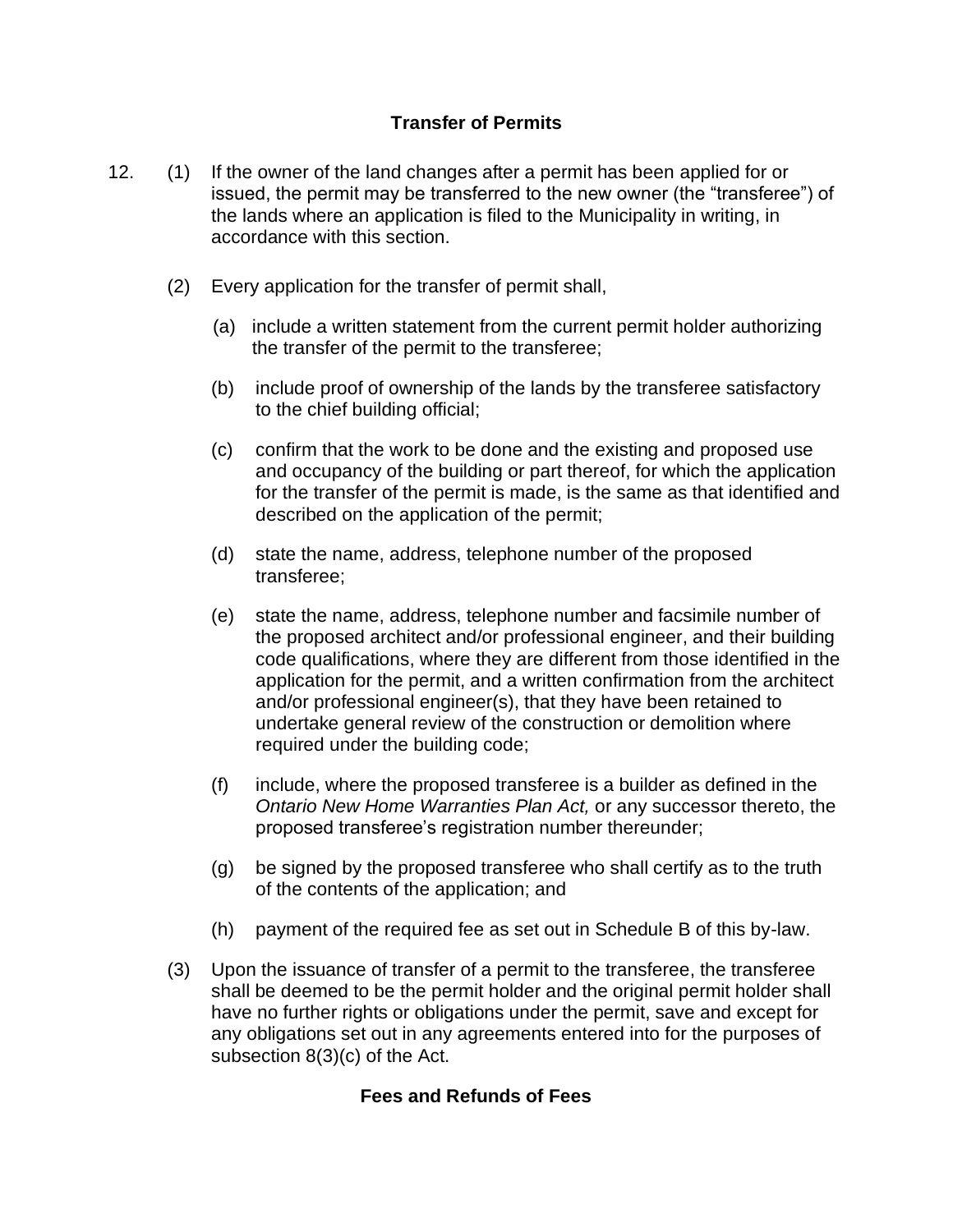## Transfer of Permits

12. (1) If the owner of the land changes after a permit has been applied for or issued, the permit may be transferred to the new owner (the "transferee") of the lands where an application is filed to the Municipality in writing, in accordance with this section.

    (2) Every application for the transfer of permit shall,

    (a) include a written statement from the current permit holder authorizing the transfer of the permit to the transferee;

    (b) include proof of ownership of the lands by the transferee satisfactory to the chief building official;

    (c) confirm that the work to be done and the existing and proposed use and occupancy of the building or part thereof, for which the application for the transfer of the permit is made, is the same as that identified and described on the application of the permit;

    (d) state the name, address, telephone number of the proposed transferee;

    (e) state the name, address, telephone number and facsimile number of the proposed architect and/or professional engineer, and their building code qualifications, where they are different from those identified in the application for the permit, and a written confirmation from the architect and/or professional engineer(s), that they have been retained to undertake general review of the construction or demolition where required under the building code;

    (f) include, where the proposed transferee is a builder as defined in the *Ontario New Home Warranties Plan Act,* or any successor thereto, the proposed transferee's registration number thereunder;

    (g) be signed by the proposed transferee who shall certify as to the truth of the contents of the application; and

    (h) payment of the required fee as set out in Schedule B of this by-law.

    (3) Upon the issuance of transfer of a permit to the transferee, the transferee shall be deemed to be the permit holder and the original permit holder shall have no further rights or obligations under the permit, save and except for any obligations set out in any agreements entered into for the purposes of subsection 8(3)(c) of the Act.

## Fees and Refunds of Fees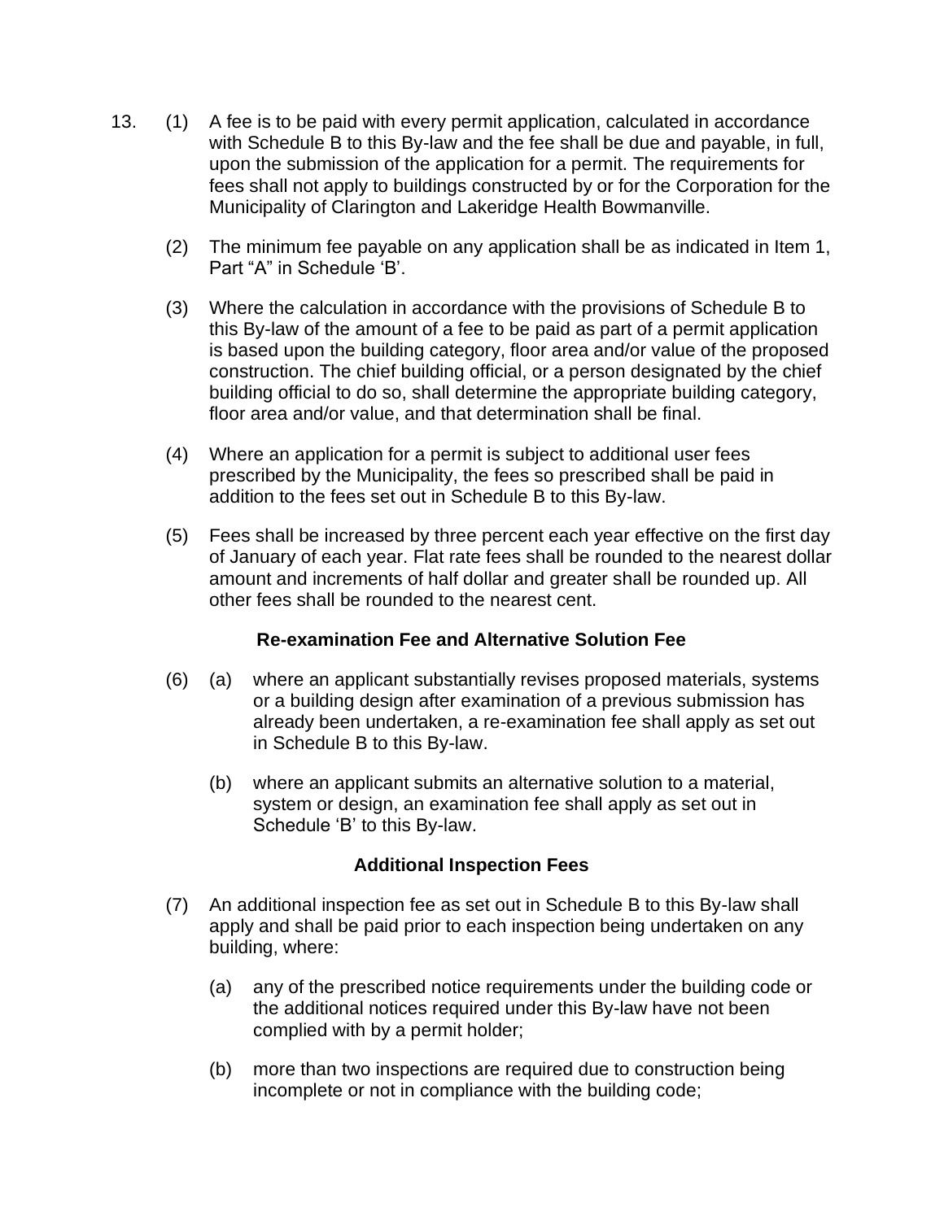13. (1) A fee is to be paid with every permit application, calculated in accordance with Schedule B to this By-law and the fee shall be due and payable, in full, upon the submission of the application for a permit. The requirements for fees shall not apply to buildings constructed by or for the Corporation for the Municipality of Clarington and Lakeridge Health Bowmanville.

(2) The minimum fee payable on any application shall be as indicated in Item 1, Part "A" in Schedule 'B'.

(3) Where the calculation in accordance with the provisions of Schedule B to this By-law of the amount of a fee to be paid as part of a permit application is based upon the building category, floor area and/or value of the proposed construction. The chief building official, or a person designated by the chief building official to do so, shall determine the appropriate building category, floor area and/or value, and that determination shall be final.

(4) Where an application for a permit is subject to additional user fees prescribed by the Municipality, the fees so prescribed shall be paid in addition to the fees set out in Schedule B to this By-law.

(5) Fees shall be increased by three percent each year effective on the first day of January of each year. Flat rate fees shall be rounded to the nearest dollar amount and increments of half dollar and greater shall be rounded up. All other fees shall be rounded to the nearest cent.

**Re-examination Fee and Alternative Solution Fee**

(6) (a) where an applicant substantially revises proposed materials, systems or a building design after examination of a previous submission has already been undertaken, a re-examination fee shall apply as set out in Schedule B to this By-law.

(b) where an applicant submits an alternative solution to a material, system or design, an examination fee shall apply as set out in Schedule 'B' to this By-law.

**Additional Inspection Fees**

(7) An additional inspection fee as set out in Schedule B to this By-law shall apply and shall be paid prior to each inspection being undertaken on any building, where:

(a) any of the prescribed notice requirements under the building code or the additional notices required under this By-law have not been complied with by a permit holder;

(b) more than two inspections are required due to construction being incomplete or not in compliance with the building code;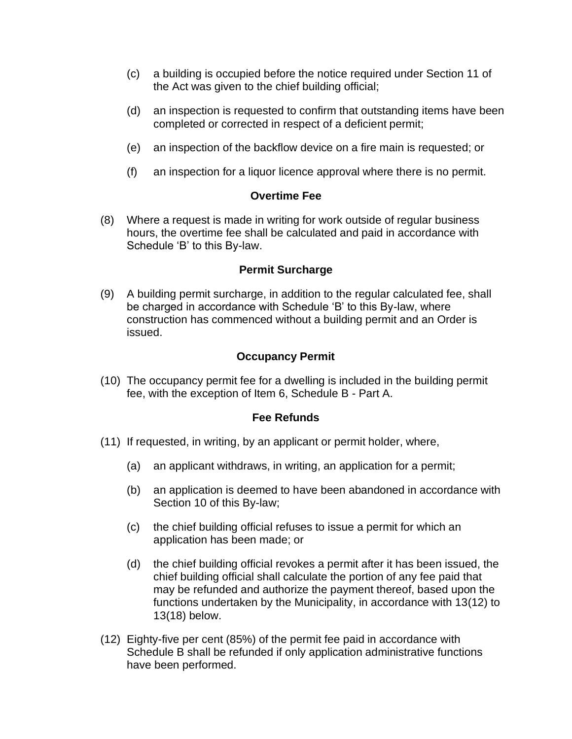(c) a building is occupied before the notice required under Section 11 of the Act was given to the chief building official;

(d) an inspection is requested to confirm that outstanding items have been completed or corrected in respect of a deficient permit;

(e) an inspection of the backflow device on a fire main is requested; or

(f) an inspection for a liquor licence approval where there is no permit.

**Overtime Fee**

(8) Where a request is made in writing for work outside of regular business hours, the overtime fee shall be calculated and paid in accordance with Schedule 'B' to this By-law.

**Permit Surcharge**

(9) A building permit surcharge, in addition to the regular calculated fee, shall be charged in accordance with Schedule 'B' to this By-law, where construction has commenced without a building permit and an Order is issued.

**Occupancy Permit**

(10) The occupancy permit fee for a dwelling is included in the building permit fee, with the exception of Item 6, Schedule B - Part A.

**Fee Refunds**

(11) If requested, in writing, by an applicant or permit holder, where,

(a) an applicant withdraws, in writing, an application for a permit;

(b) an application is deemed to have been abandoned in accordance with Section 10 of this By-law;

(c) the chief building official refuses to issue a permit for which an application has been made; or

(d) the chief building official revokes a permit after it has been issued, the chief building official shall calculate the portion of any fee paid that may be refunded and authorize the payment thereof, based upon the functions undertaken by the Municipality, in accordance with 13(12) to 13(18) below.

(12) Eighty-five per cent (85%) of the permit fee paid in accordance with Schedule B shall be refunded if only application administrative functions have been performed.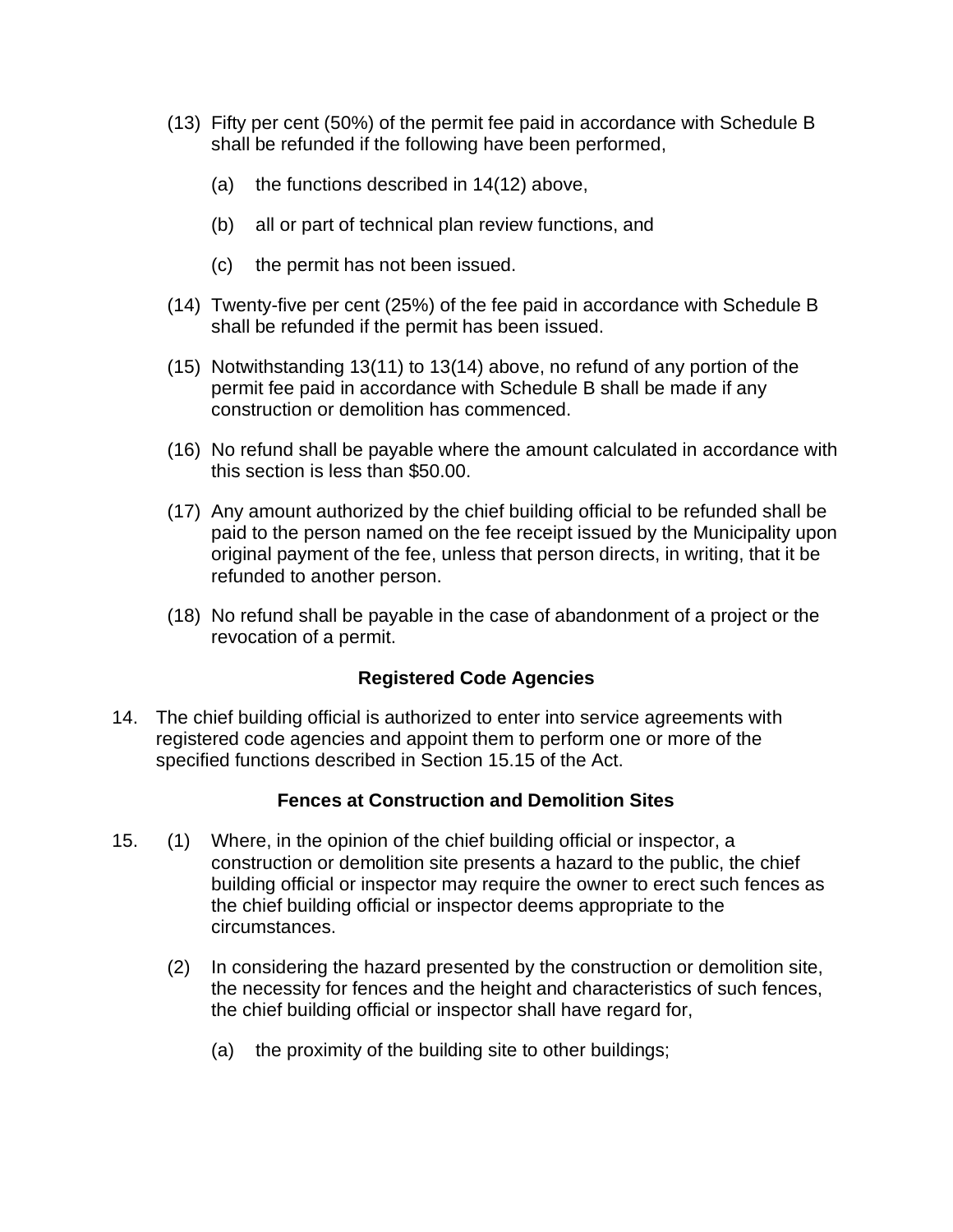(13) Fifty per cent (50%) of the permit fee paid in accordance with Schedule B shall be refunded if the following have been performed,

   (a) the functions described in 14(12) above,

   (b) all or part of technical plan review functions, and

   (c) the permit has not been issued.

(14) Twenty-five per cent (25%) of the fee paid in accordance with Schedule B shall be refunded if the permit has been issued.

(15) Notwithstanding 13(11) to 13(14) above, no refund of any portion of the permit fee paid in accordance with Schedule B shall be made if any construction or demolition has commenced.

(16) No refund shall be payable where the amount calculated in accordance with this section is less than $50.00.

(17) Any amount authorized by the chief building official to be refunded shall be paid to the person named on the fee receipt issued by the Municipality upon original payment of the fee, unless that person directs, in writing, that it be refunded to another person.

(18) No refund shall be payable in the case of abandonment of a project or the revocation of a permit.

**Registered Code Agencies**

14. The chief building official is authorized to enter into service agreements with registered code agencies and appoint them to perform one or more of the specified functions described in Section 15.15 of the Act.

**Fences at Construction and Demolition Sites**

15. (1) Where, in the opinion of the chief building official or inspector, a construction or demolition site presents a hazard to the public, the chief building official or inspector may require the owner to erect such fences as the chief building official or inspector deems appropriate to the circumstances.

   (2) In considering the hazard presented by the construction or demolition site, the necessity for fences and the height and characteristics of such fences, the chief building official or inspector shall have regard for,

      (a) the proximity of the building site to other buildings;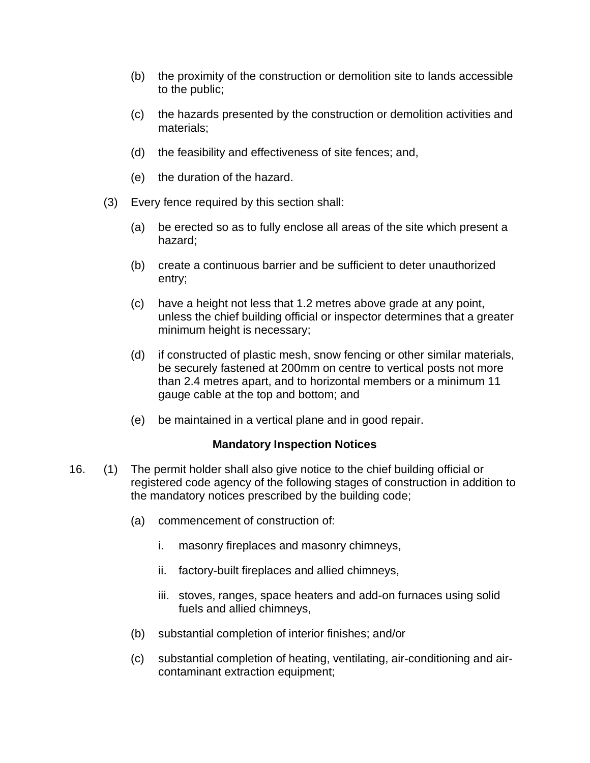(b) the proximity of the construction or demolition site to lands accessible to the public;

(c) the hazards presented by the construction or demolition activities and materials;

(d) the feasibility and effectiveness of site fences; and,

(e) the duration of the hazard.

(3) Every fence required by this section shall:

(a) be erected so as to fully enclose all areas of the site which present a hazard;

(b) create a continuous barrier and be sufficient to deter unauthorized entry;

(c) have a height not less that 1.2 metres above grade at any point, unless the chief building official or inspector determines that a greater minimum height is necessary;

(d) if constructed of plastic mesh, snow fencing or other similar materials, be securely fastened at 200mm on centre to vertical posts not more than 2.4 metres apart, and to horizontal members or a minimum 11 gauge cable at the top and bottom; and

(e) be maintained in a vertical plane and in good repair.

**Mandatory Inspection Notices**

16. (1) The permit holder shall also give notice to the chief building official or registered code agency of the following stages of construction in addition to the mandatory notices prescribed by the building code;

(a) commencement of construction of:

i. masonry fireplaces and masonry chimneys,

ii. factory-built fireplaces and allied chimneys,

iii. stoves, ranges, space heaters and add-on furnaces using solid fuels and allied chimneys,

(b) substantial completion of interior finishes; and/or

(c) substantial completion of heating, ventilating, air-conditioning and air-contaminant extraction equipment;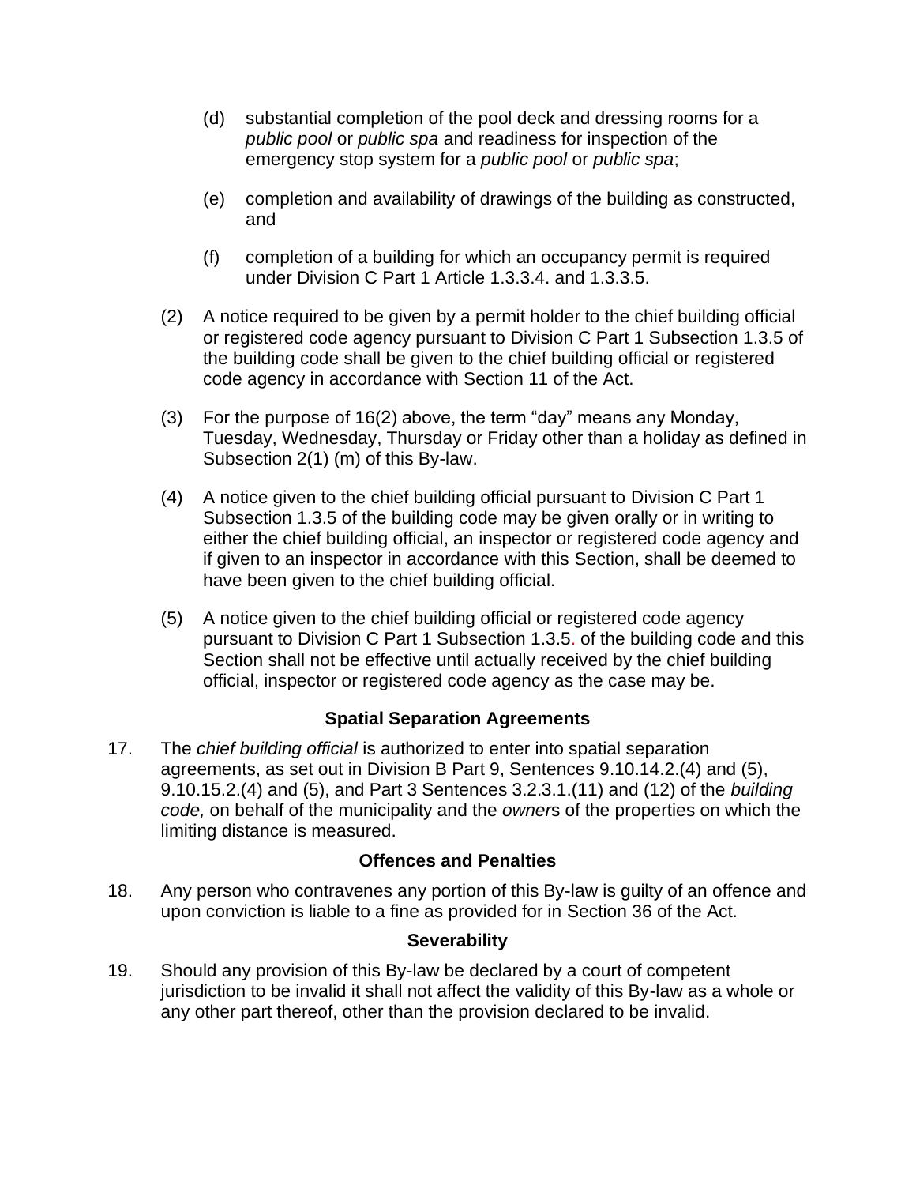(d) substantial completion of the pool deck and dressing rooms for a *public pool* or *public spa* and readiness for inspection of the emergency stop system for a *public pool* or *public spa*;

(e) completion and availability of drawings of the building as constructed, and

(f) completion of a building for which an occupancy permit is required under Division C Part 1 Article 1.3.3.4. and 1.3.3.5.

(2) A notice required to be given by a permit holder to the chief building official or registered code agency pursuant to Division C Part 1 Subsection 1.3.5 of the building code shall be given to the chief building official or registered code agency in accordance with Section 11 of the Act.

(3) For the purpose of 16(2) above, the term "day" means any Monday, Tuesday, Wednesday, Thursday or Friday other than a holiday as defined in Subsection 2(1) (m) of this By-law.

(4) A notice given to the chief building official pursuant to Division C Part 1 Subsection 1.3.5 of the building code may be given orally or in writing to either the chief building official, an inspector or registered code agency and if given to an inspector in accordance with this Section, shall be deemed to have been given to the chief building official.

(5) A notice given to the chief building official or registered code agency pursuant to Division C Part 1 Subsection 1.3.5. of the building code and this Section shall not be effective until actually received by the chief building official, inspector or registered code agency as the case may be.

### Spatial Separation Agreements

17. The *chief building official* is authorized to enter into spatial separation agreements, as set out in Division B Part 9, Sentences 9.10.14.2.(4) and (5), 9.10.15.2.(4) and (5), and Part 3 Sentences 3.2.3.1.(11) and (12) of the *building code,* on behalf of the municipality and the *owner*s of the properties on which the limiting distance is measured.

### Offences and Penalties

18. Any person who contravenes any portion of this By-law is guilty of an offence and upon conviction is liable to a fine as provided for in Section 36 of the Act.

### Severability

19. Should any provision of this By-law be declared by a court of competent jurisdiction to be invalid it shall not affect the validity of this By-law as a whole or any other part thereof, other than the provision declared to be invalid.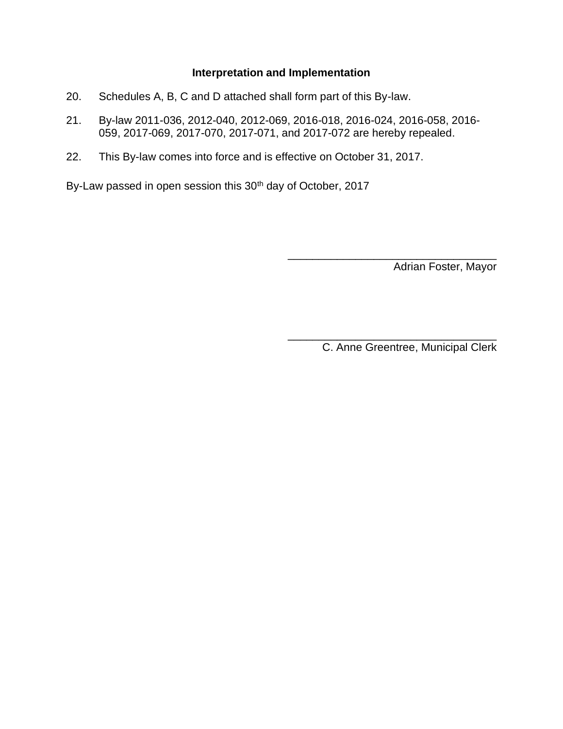### Interpretation and Implementation

20. Schedules A, B, C and D attached shall form part of this By-law.

21. By-law 2011-036, 2012-040, 2012-069, 2016-018, 2016-024, 2016-058, 2016-059, 2017-069, 2017-070, 2017-071, and 2017-072 are hereby repealed.

22. This By-law comes into force and is effective on October 31, 2017.

By-Law passed in open session this 30th day of October, 2017

\_\_\_\_\_\_\_\_\_\_\_\_\_\_\_\_\_\_\_\_\_\_\_\_\_\_\_\_\_\_\_\_\_\_
Adrian Foster, Mayor

\_\_\_\_\_\_\_\_\_\_\_\_\_\_\_\_\_\_\_\_\_\_\_\_\_\_\_\_\_\_\_\_\_\_
C. Anne Greentree, Municipal Clerk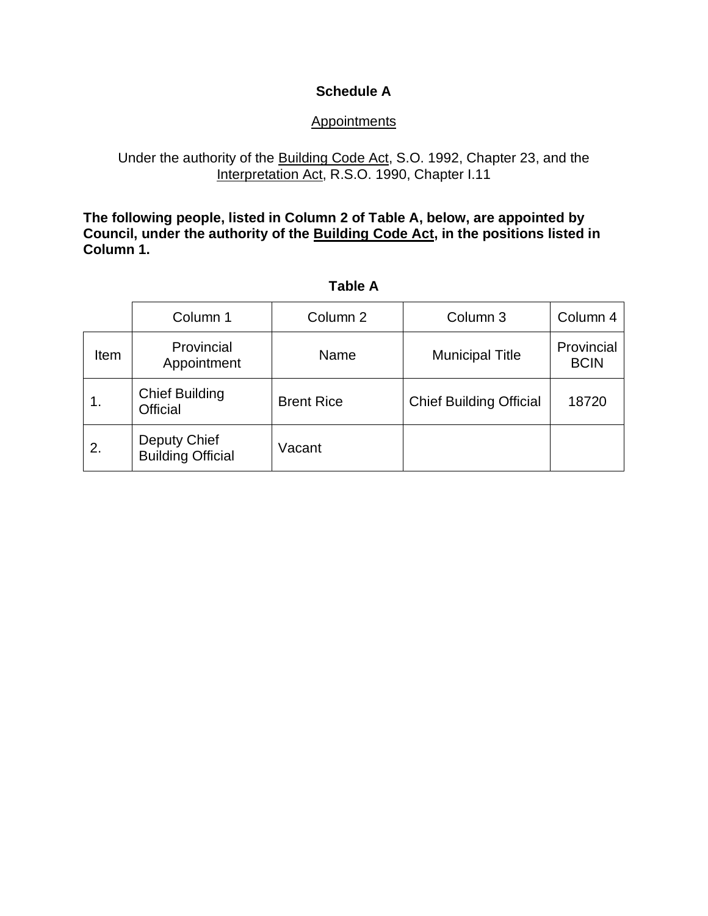# Schedule A

## Appointments

Under the authority of the Building Code Act, S.O. 1992, Chapter 23, and the Interpretation Act, R.S.O. 1990, Chapter I.11

**The following people, listed in Column 2 of Table A, below, are appointed by Council, under the authority of the Building Code Act, in the positions listed in Column 1.**

**Table A**

| | Column 1 | Column 2 | Column 3 | Column 4 |
|---|---|---|---|---|
| Item | Provincial Appointment | Name | Municipal Title | Provincial BCIN |
| 1. | Chief Building Official | Brent Rice | Chief Building Official | 18720 |
| 2. | Deputy Chief Building Official | Vacant | | |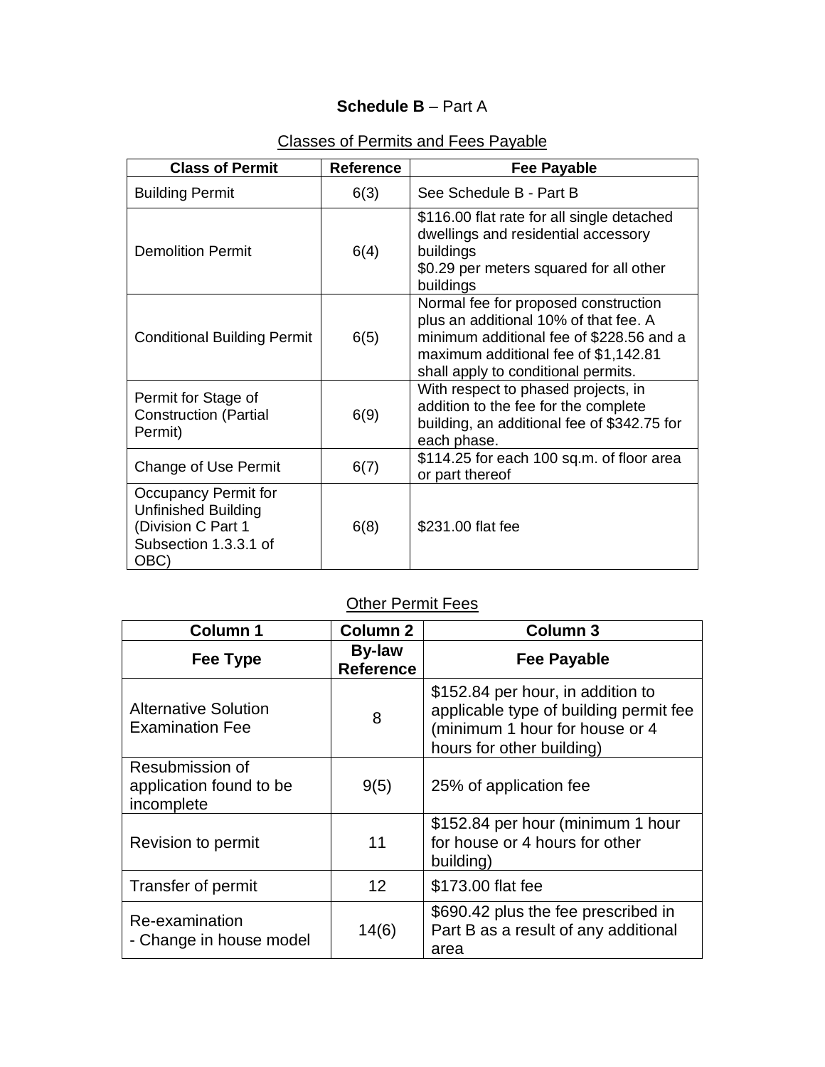**Schedule B** – Part A

Classes of Permits and Fees Payable

| Class of Permit | Reference | Fee Payable |
| --- | --- | --- |
| Building Permit | 6(3) | See Schedule B - Part B |
| Demolition Permit | 6(4) | $116.00 flat rate for all single detached dwellings and residential accessory buildings<br>$0.29 per meters squared for all other buildings |
| Conditional Building Permit | 6(5) | Normal fee for proposed construction plus an additional 10% of that fee. A minimum additional fee of $228.56 and a maximum additional fee of $1,142.81 shall apply to conditional permits. |
| Permit for Stage of Construction (Partial Permit) | 6(9) | With respect to phased projects, in addition to the fee for the complete building, an additional fee of $342.75 for each phase. |
| Change of Use Permit | 6(7) | $114.25 for each 100 sq.m. of floor area or part thereof |
| Occupancy Permit for Unfinished Building (Division C Part 1 Subsection 1.3.3.1 of OBC) | 6(8) | $231.00 flat fee |

Other Permit Fees

| Column 1 | Column 2 | Column 3 |
| --- | --- | --- |
| **Fee Type** | **By-law Reference** | **Fee Payable** |
| Alternative Solution Examination Fee | 8 | $152.84 per hour, in addition to applicable type of building permit fee (minimum 1 hour for house or 4 hours for other building) |
| Resubmission of application found to be incomplete | 9(5) | 25% of application fee |
| Revision to permit | 11 | $152.84 per hour (minimum 1 hour for house or 4 hours for other building) |
| Transfer of permit | 12 | $173.00 flat fee |
| Re-examination<br>- Change in house model | 14(6) | $690.42 plus the fee prescribed in Part B as a result of any additional area |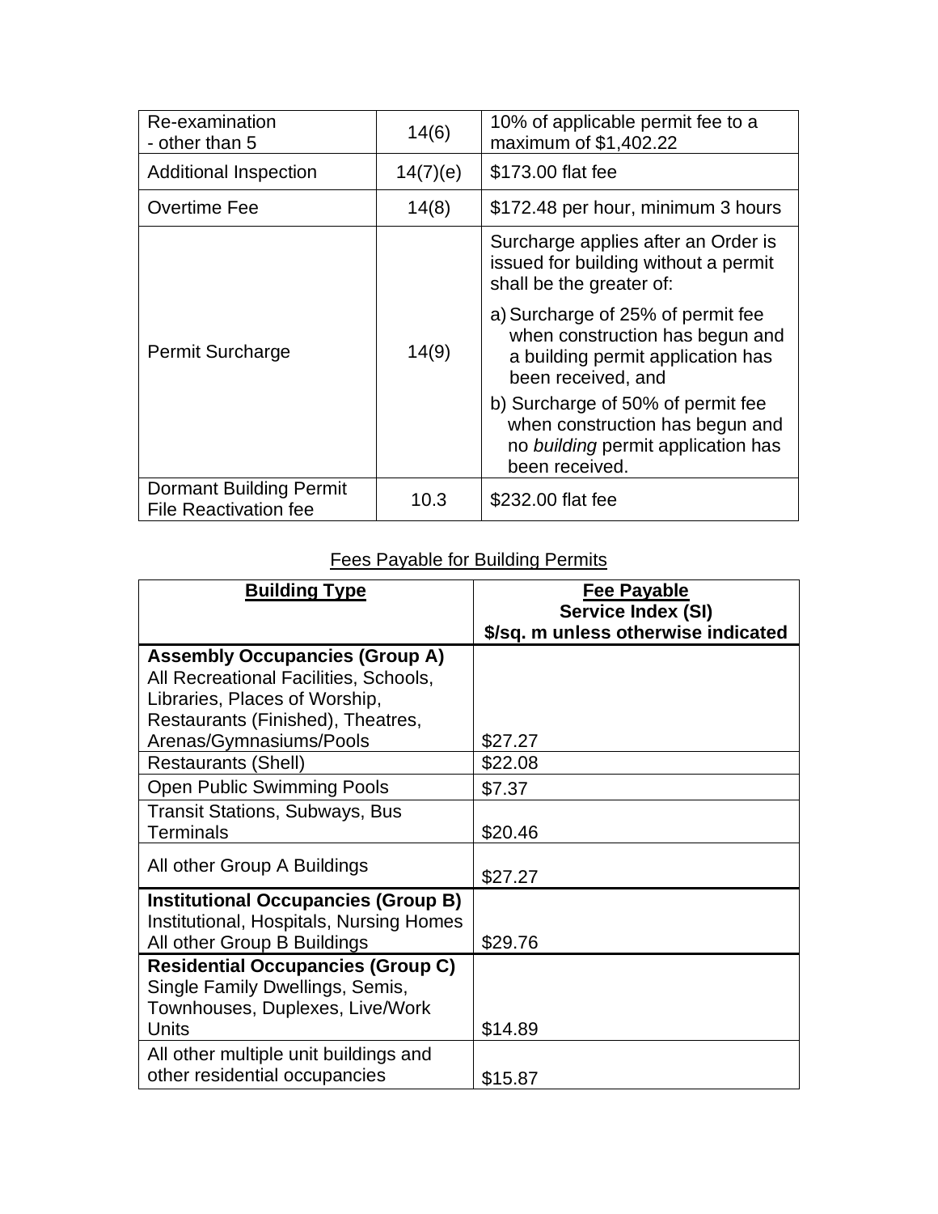| | | |
|---|---|---|
| Re-examination<br>- other than 5 | 14(6) | 10% of applicable permit fee to a maximum of $1,402.22 |
| Additional Inspection | 14(7)(e) | $173.00 flat fee |
| Overtime Fee | 14(8) | $172.48 per hour, minimum 3 hours |
| Permit Surcharge | 14(9) | Surcharge applies after an Order is issued for building without a permit shall be the greater of:<br>a) Surcharge of 25% of permit fee when construction has begun and a building permit application has been received, and<br>b) Surcharge of 50% of permit fee when construction has begun and no *building* permit application has been received. |
| Dormant Building Permit File Reactivation fee | 10.3 | $232.00 flat fee |

Fees Payable for Building Permits

| **Building Type** | **Fee Payable**<br>**Service Index (SI)**<br>**$/sq. m unless otherwise indicated** |
|---|---|
| **Assembly Occupancies (Group A)**<br>All Recreational Facilities, Schools, Libraries, Places of Worship, Restaurants (Finished), Theatres, Arenas/Gymnasiums/Pools | $27.27 |
| Restaurants (Shell) | $22.08 |
| Open Public Swimming Pools | $7.37 |
| Transit Stations, Subways, Bus Terminals | $20.46 |
| All other Group A Buildings | $27.27 |
| **Institutional Occupancies (Group B)**<br>Institutional, Hospitals, Nursing Homes<br>All other Group B Buildings | $29.76 |
| **Residential Occupancies (Group C)**<br>Single Family Dwellings, Semis, Townhouses, Duplexes, Live/Work Units | $14.89 |
| All other multiple unit buildings and other residential occupancies | $15.87 |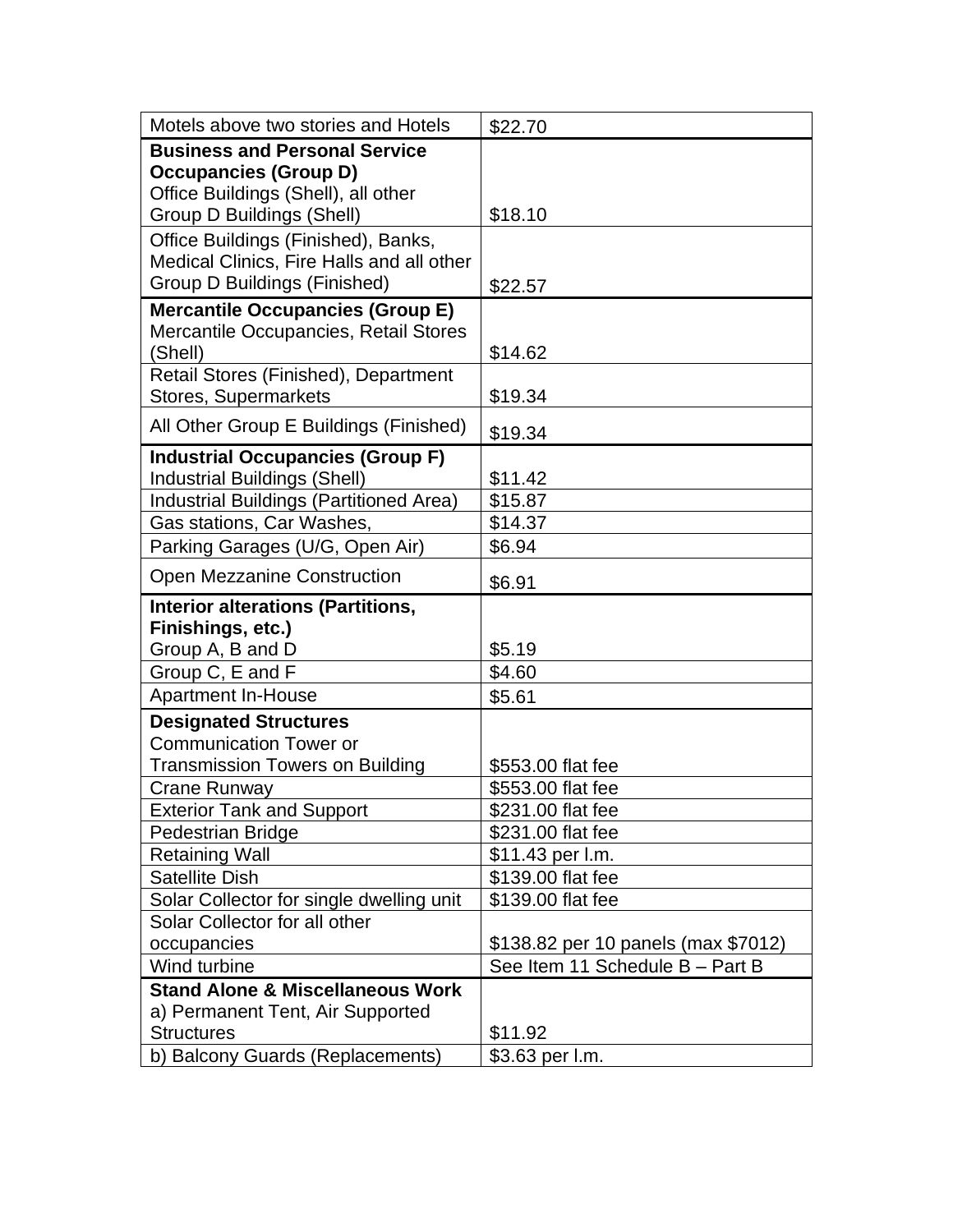| Motels above two stories and Hotels | $22.70 |
|---|---|
| **Business and Personal Service Occupancies (Group D)** Office Buildings (Shell), all other Group D Buildings (Shell) | $18.10 |
| Office Buildings (Finished), Banks, Medical Clinics, Fire Halls and all other Group D Buildings (Finished) | $22.57 |
| **Mercantile Occupancies (Group E)** Mercantile Occupancies, Retail Stores (Shell) | $14.62 |
| Retail Stores (Finished), Department Stores, Supermarkets | $19.34 |
| All Other Group E Buildings (Finished) | $19.34 |
| **Industrial Occupancies (Group F)** Industrial Buildings (Shell) | $11.42 |
| Industrial Buildings (Partitioned Area) | $15.87 |
| Gas stations, Car Washes, | $14.37 |
| Parking Garages (U/G, Open Air) | $6.94 |
| Open Mezzanine Construction | $6.91 |
| **Interior alterations (Partitions, Finishings, etc.)** Group A, B and D | $5.19 |
| Group C, E and F | $4.60 |
| Apartment In-House | $5.61 |
| **Designated Structures** Communication Tower or Transmission Towers on Building | $553.00 flat fee |
| Crane Runway | $553.00 flat fee |
| Exterior Tank and Support | $231.00 flat fee |
| Pedestrian Bridge | $231.00 flat fee |
| Retaining Wall | $11.43 per l.m. |
| Satellite Dish | $139.00 flat fee |
| Solar Collector for single dwelling unit | $139.00 flat fee |
| Solar Collector for all other occupancies | $138.82 per 10 panels (max $7012) |
| Wind turbine | See Item 11 Schedule B – Part B |
| **Stand Alone & Miscellaneous Work** a) Permanent Tent, Air Supported Structures | $11.92 |
| b) Balcony Guards (Replacements) | $3.63 per l.m. |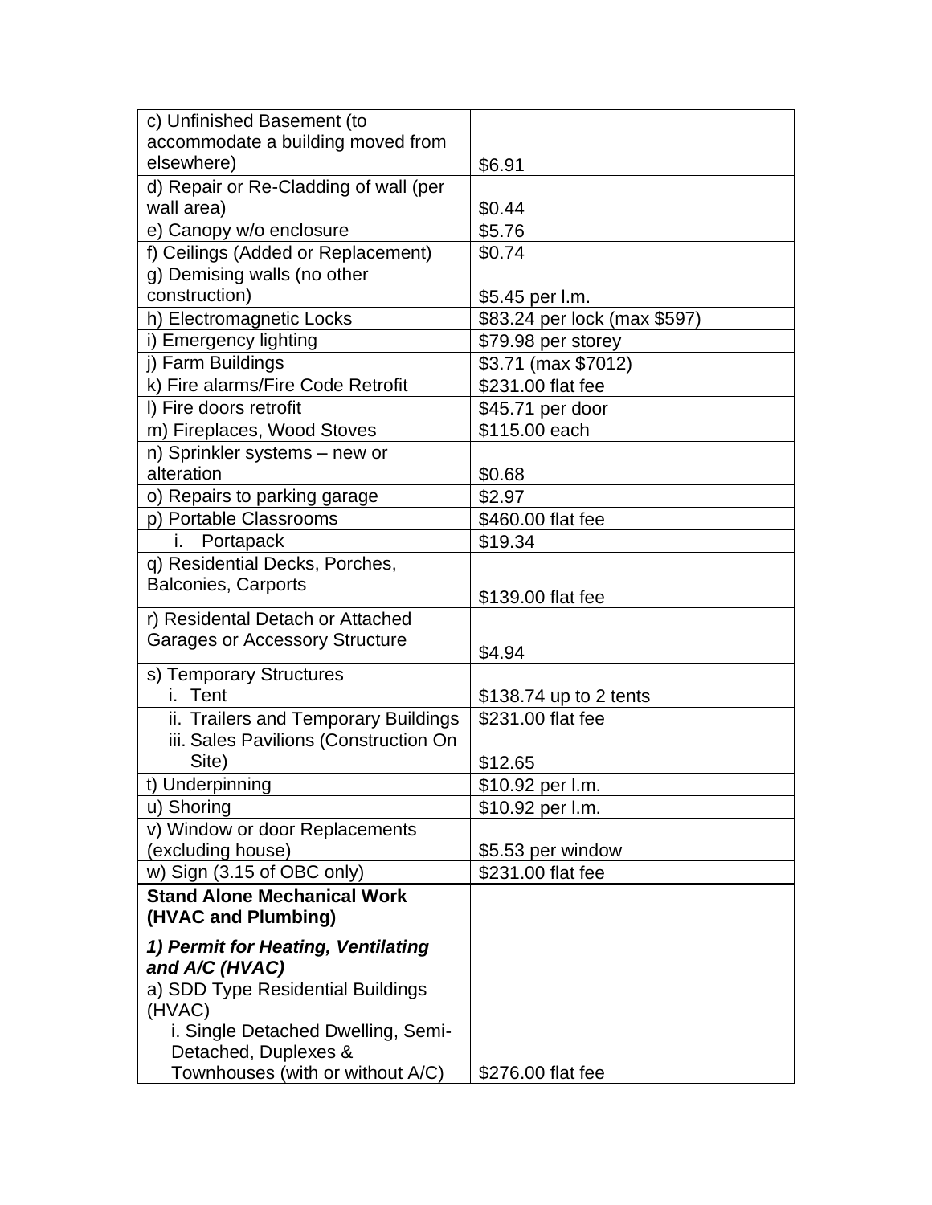| | |
|---|---|
| c) Unfinished Basement (to accommodate a building moved from elsewhere) | $6.91 |
| d) Repair or Re-Cladding of wall (per wall area) | $0.44 |
| e) Canopy w/o enclosure | $5.76 |
| f) Ceilings (Added or Replacement) | $0.74 |
| g) Demising walls (no other construction) | $5.45 per l.m. |
| h) Electromagnetic Locks | $83.24 per lock (max $597) |
| i) Emergency lighting | $79.98 per storey |
| j) Farm Buildings | $3.71 (max $7012) |
| k) Fire alarms/Fire Code Retrofit | $231.00 flat fee |
| l) Fire doors retrofit | $45.71 per door |
| m) Fireplaces, Wood Stoves | $115.00 each |
| n) Sprinkler systems – new or alteration | $0.68 |
| o) Repairs to parking garage | $2.97 |
| p) Portable Classrooms | $460.00 flat fee |
| i. Portapack | $19.34 |
| q) Residential Decks, Porches, Balconies, Carports | $139.00 flat fee |
| r) Residental Detach or Attached Garages or Accessory Structure | $4.94 |
| s) Temporary Structures<br>i. Tent | $138.74 up to 2 tents |
| ii. Trailers and Temporary Buildings | $231.00 flat fee |
| iii. Sales Pavilions (Construction On Site) | $12.65 |
| t) Underpinning | $10.92 per l.m. |
| u) Shoring | $10.92 per l.m. |
| v) Window or door Replacements (excluding house) | $5.53 per window |
| w) Sign (3.15 of OBC only) | $231.00 flat fee |
| **Stand Alone Mechanical Work (HVAC and Plumbing)**<br>***1) Permit for Heating, Ventilating and A/C (HVAC)***<br>a) SDD Type Residential Buildings (HVAC)<br>i. Single Detached Dwelling, Semi-Detached, Duplexes & Townhouses (with or without A/C) | $276.00 flat fee |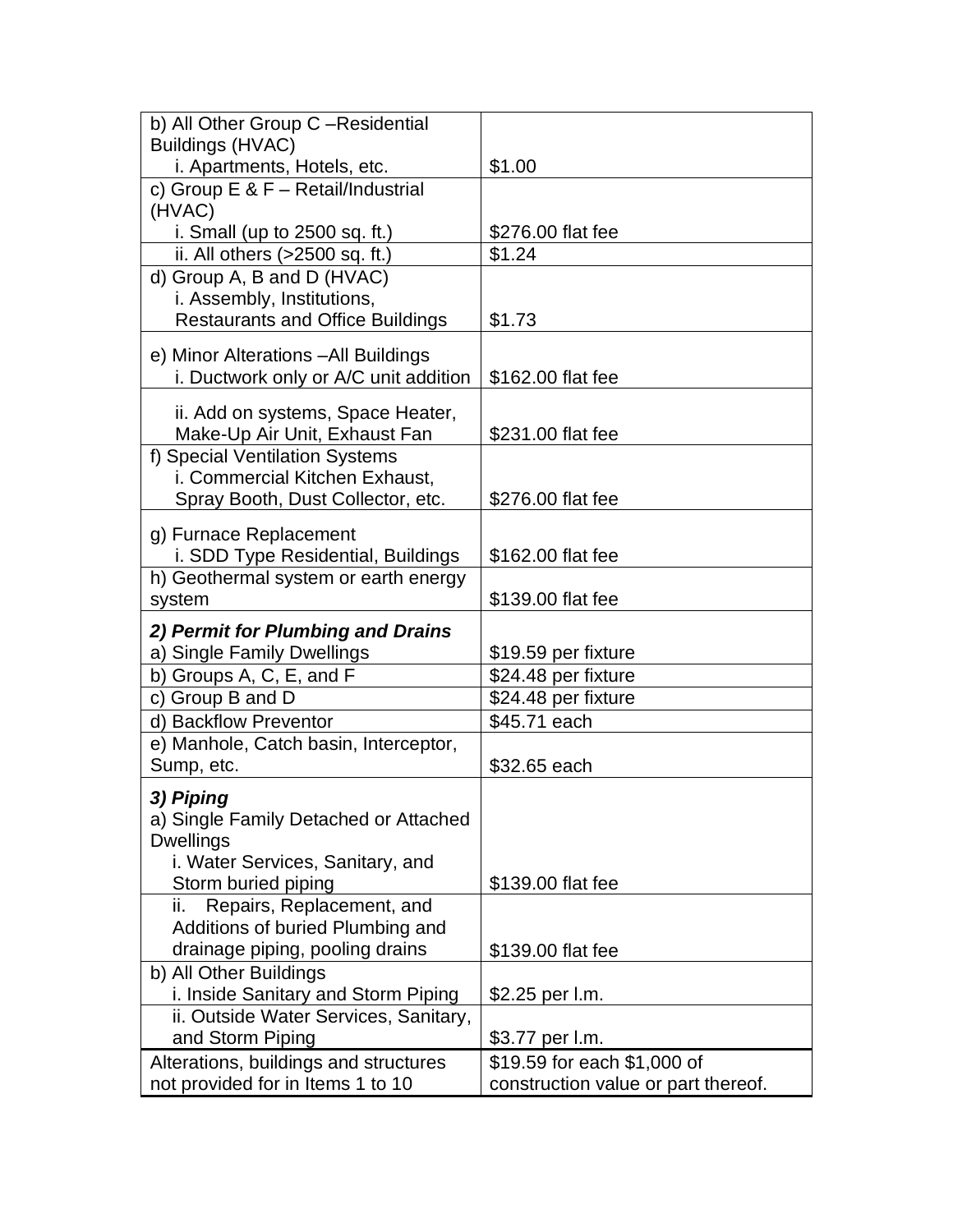| | |
|---|---|
| b) All Other Group C –Residential Buildings (HVAC)<br>i. Apartments, Hotels, etc. | $1.00 |
| c) Group E & F – Retail/Industrial (HVAC)<br>i. Small (up to 2500 sq. ft.) | $276.00 flat fee |
| ii. All others (>2500 sq. ft.) | $1.24 |
| d) Group A, B and D (HVAC)<br>i. Assembly, Institutions, Restaurants and Office Buildings | $1.73 |
| e) Minor Alterations –All Buildings<br>i. Ductwork only or A/C unit addition | $162.00 flat fee |
| ii. Add on systems, Space Heater, Make-Up Air Unit, Exhaust Fan | $231.00 flat fee |
| f) Special Ventilation Systems<br>i. Commercial Kitchen Exhaust, Spray Booth, Dust Collector, etc. | $276.00 flat fee |
| g) Furnace Replacement<br>i. SDD Type Residential, Buildings | $162.00 flat fee |
| h) Geothermal system or earth energy system | $139.00 flat fee |
| ***2) Permit for Plumbing and Drains***<br>a) Single Family Dwellings | $19.59 per fixture |
| b) Groups A, C, E, and F | $24.48 per fixture |
| c) Group B and D | $24.48 per fixture |
| d) Backflow Preventor | $45.71 each |
| e) Manhole, Catch basin, Interceptor, Sump, etc. | $32.65 each |
| ***3) Piping***<br>a) Single Family Detached or Attached Dwellings<br>i. Water Services, Sanitary, and Storm buried piping | $139.00 flat fee |
| ii. Repairs, Replacement, and Additions of buried Plumbing and drainage piping, pooling drains | $139.00 flat fee |
| b) All Other Buildings<br>i. Inside Sanitary and Storm Piping | $2.25 per l.m. |
| ii. Outside Water Services, Sanitary, and Storm Piping | $3.77 per l.m. |
| Alterations, buildings and structures not provided for in Items 1 to 10 | $19.59 for each $1,000 of construction value or part thereof. |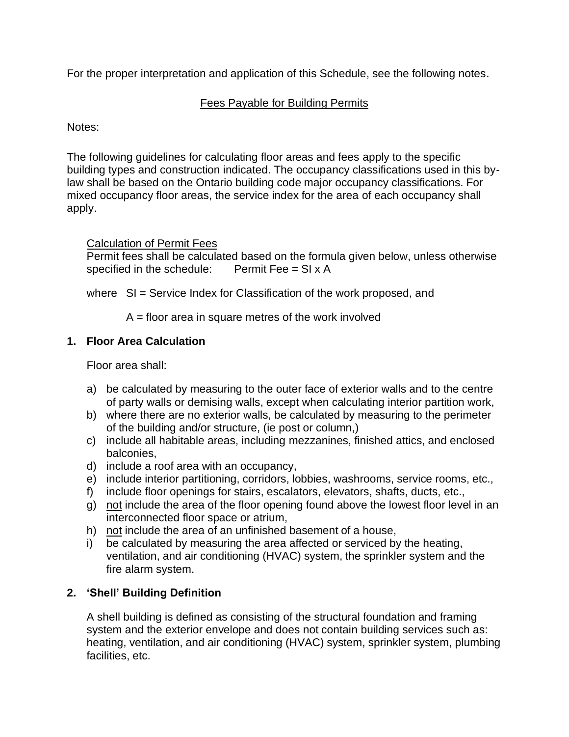For the proper interpretation and application of this Schedule, see the following notes.

<u>Fees Payable for Building Permits</u>

Notes:

The following guidelines for calculating floor areas and fees apply to the specific building types and construction indicated. The occupancy classifications used in this by-law shall be based on the Ontario building code major occupancy classifications. For mixed occupancy floor areas, the service index for the area of each occupancy shall apply.

<u>Calculation of Permit Fees</u>

Permit fees shall be calculated based on the formula given below, unless otherwise specified in the schedule: Permit Fee = SI x A

where SI = Service Index for Classification of the work proposed, and

A = floor area in square metres of the work involved

## 1. Floor Area Calculation

Floor area shall:

a) be calculated by measuring to the outer face of exterior walls and to the centre of party walls or demising walls, except when calculating interior partition work,
b) where there are no exterior walls, be calculated by measuring to the perimeter of the building and/or structure, (ie post or column,)
c) include all habitable areas, including mezzanines, finished attics, and enclosed balconies,
d) include a roof area with an occupancy,
e) include interior partitioning, corridors, lobbies, washrooms, service rooms, etc.,
f) include floor openings for stairs, escalators, elevators, shafts, ducts, etc.,
g) <u>not</u> include the area of the floor opening found above the lowest floor level in an interconnected floor space or atrium,
h) <u>not</u> include the area of an unfinished basement of a house,
i) be calculated by measuring the area affected or serviced by the heating, ventilation, and air conditioning (HVAC) system, the sprinkler system and the fire alarm system.

## 2. 'Shell' Building Definition

A shell building is defined as consisting of the structural foundation and framing system and the exterior envelope and does not contain building services such as: heating, ventilation, and air conditioning (HVAC) system, sprinkler system, plumbing facilities, etc.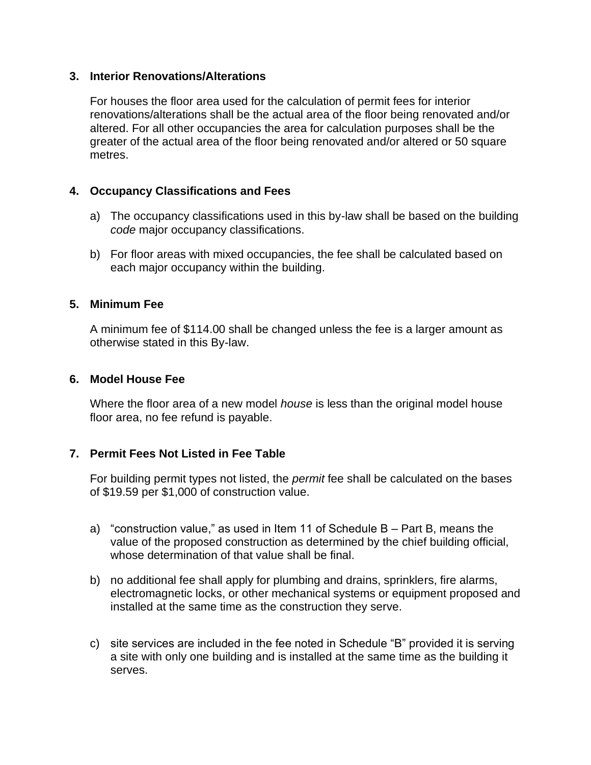### 3. Interior Renovations/Alterations

For houses the floor area used for the calculation of permit fees for interior renovations/alterations shall be the actual area of the floor being renovated and/or altered. For all other occupancies the area for calculation purposes shall be the greater of the actual area of the floor being renovated and/or altered or 50 square metres.

### 4. Occupancy Classifications and Fees

a) The occupancy classifications used in this by-law shall be based on the building *code* major occupancy classifications.

b) For floor areas with mixed occupancies, the fee shall be calculated based on each major occupancy within the building.

### 5. Minimum Fee

A minimum fee of $114.00 shall be changed unless the fee is a larger amount as otherwise stated in this By-law.

### 6. Model House Fee

Where the floor area of a new model *house* is less than the original model house floor area, no fee refund is payable.

### 7. Permit Fees Not Listed in Fee Table

For building permit types not listed, the *permit* fee shall be calculated on the bases of $19.59 per $1,000 of construction value.

a) "construction value," as used in Item 11 of Schedule B – Part B, means the value of the proposed construction as determined by the chief building official, whose determination of that value shall be final.

b) no additional fee shall apply for plumbing and drains, sprinklers, fire alarms, electromagnetic locks, or other mechanical systems or equipment proposed and installed at the same time as the construction they serve.

c) site services are included in the fee noted in Schedule "B" provided it is serving a site with only one building and is installed at the same time as the building it serves.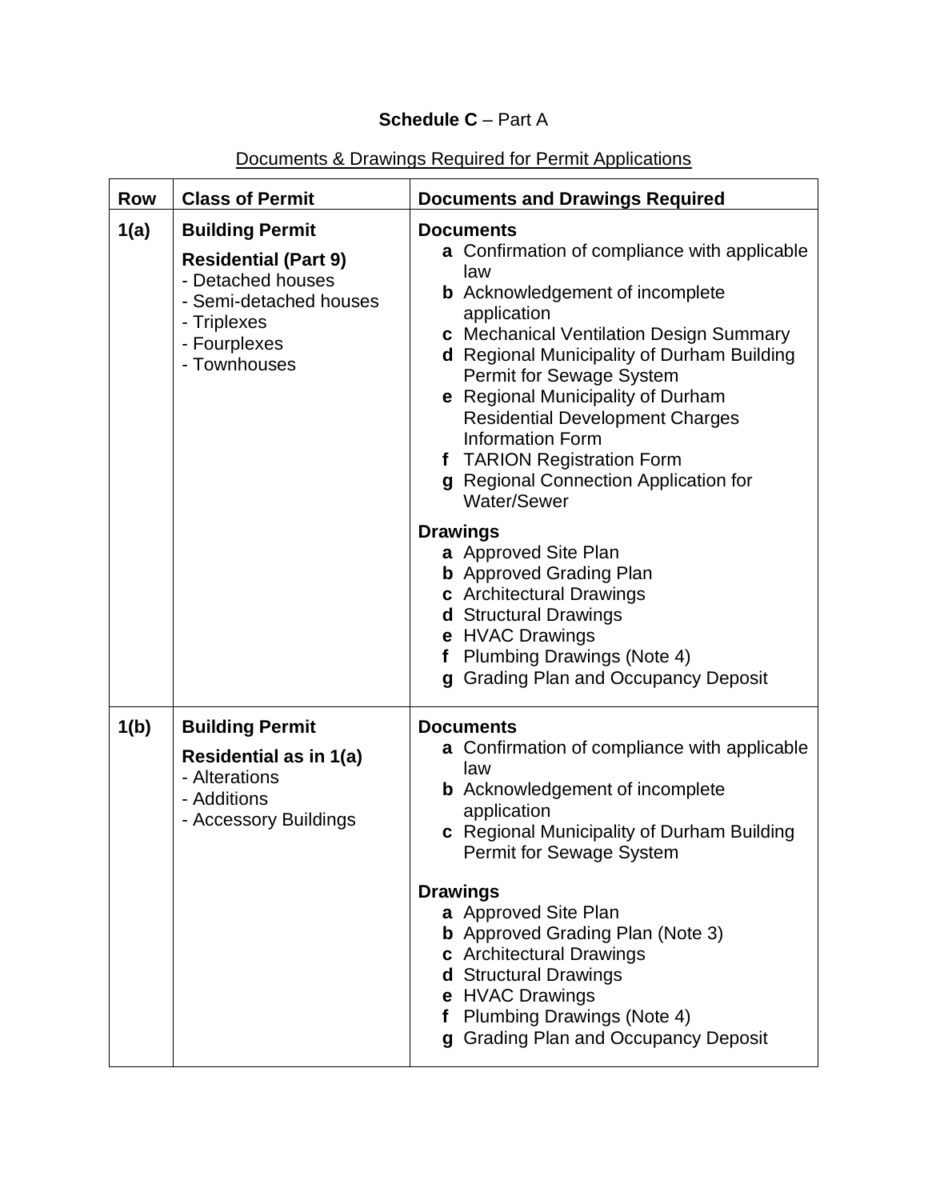**Schedule C** – Part A

Documents & Drawings Required for Permit Applications

| Row | Class of Permit | Documents and Drawings Required |
|---|---|---|
| 1(a) | **Building Permit**<br>**Residential (Part 9)**<br>- Detached houses<br>- Semi-detached houses<br>- Triplexes<br>- Fourplexes<br>- Townhouses | **Documents**<br>**a** Confirmation of compliance with applicable law<br>**b** Acknowledgement of incomplete application<br>**c** Mechanical Ventilation Design Summary<br>**d** Regional Municipality of Durham Building Permit for Sewage System<br>**e** Regional Municipality of Durham Residential Development Charges Information Form<br>**f** TARION Registration Form<br>**g** Regional Connection Application for Water/Sewer<br><br>**Drawings**<br>**a** Approved Site Plan<br>**b** Approved Grading Plan<br>**c** Architectural Drawings<br>**d** Structural Drawings<br>**e** HVAC Drawings<br>**f** Plumbing Drawings (Note 4)<br>**g** Grading Plan and Occupancy Deposit |
| 1(b) | **Building Permit**<br>**Residential as in 1(a)**<br>- Alterations<br>- Additions<br>- Accessory Buildings | **Documents**<br>**a** Confirmation of compliance with applicable law<br>**b** Acknowledgement of incomplete application<br>**c** Regional Municipality of Durham Building Permit for Sewage System<br><br>**Drawings**<br>**a** Approved Site Plan<br>**b** Approved Grading Plan (Note 3)<br>**c** Architectural Drawings<br>**d** Structural Drawings<br>**e** HVAC Drawings<br>**f** Plumbing Drawings (Note 4)<br>**g** Grading Plan and Occupancy Deposit |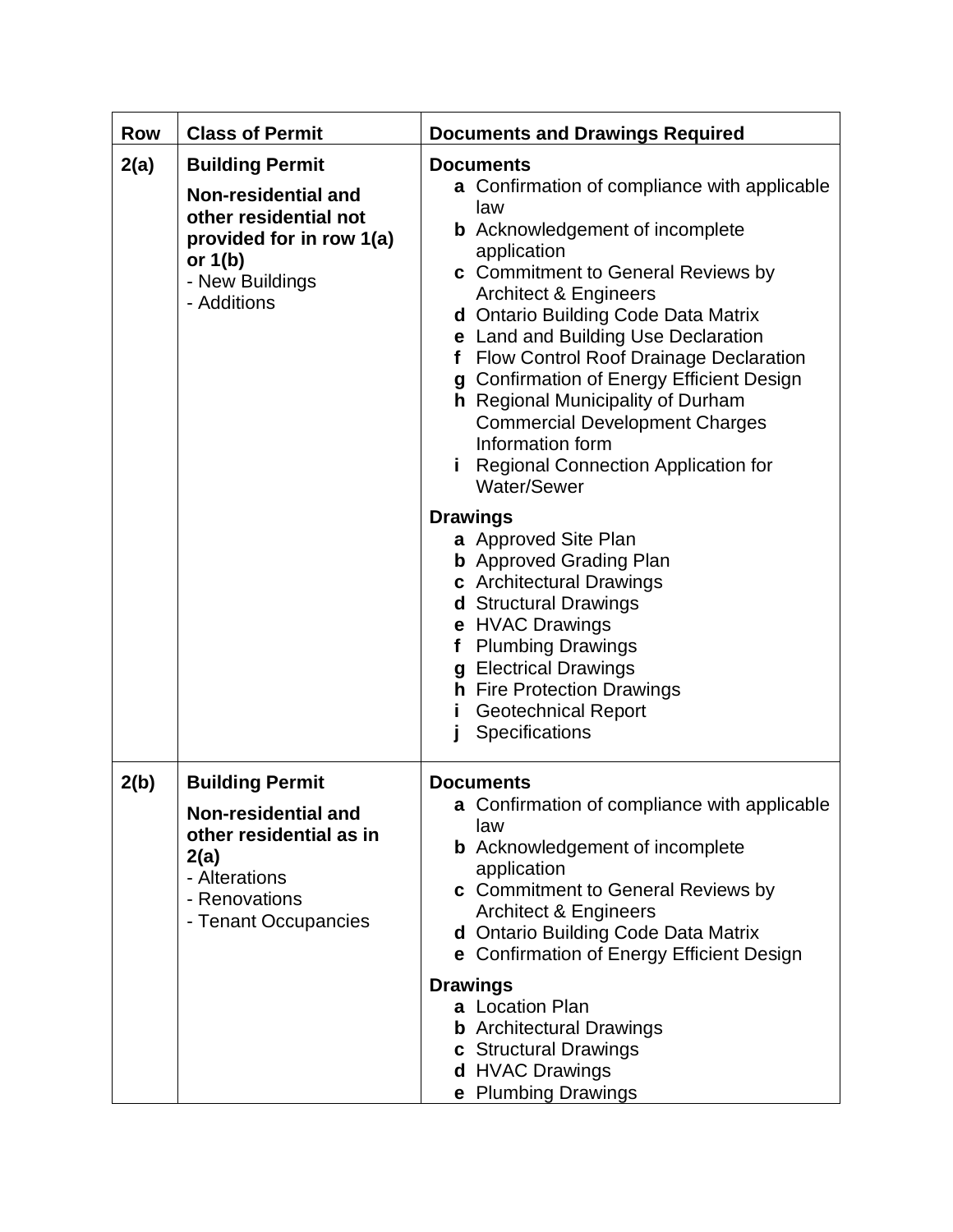| Row | Class of Permit | Documents and Drawings Required |
|---|---|---|
| 2(a) | **Building Permit**<br>**Non-residential and other residential not provided for in row 1(a) or 1(b)**<br>- New Buildings<br>- Additions | **Documents**<br>**a** Confirmation of compliance with applicable law<br>**b** Acknowledgement of incomplete application<br>**c** Commitment to General Reviews by Architect & Engineers<br>**d** Ontario Building Code Data Matrix<br>**e** Land and Building Use Declaration<br>**f** Flow Control Roof Drainage Declaration<br>**g** Confirmation of Energy Efficient Design<br>**h** Regional Municipality of Durham Commercial Development Charges Information form<br>**i** Regional Connection Application for Water/Sewer<br><br>**Drawings**<br>**a** Approved Site Plan<br>**b** Approved Grading Plan<br>**c** Architectural Drawings<br>**d** Structural Drawings<br>**e** HVAC Drawings<br>**f** Plumbing Drawings<br>**g** Electrical Drawings<br>**h** Fire Protection Drawings<br>**i** Geotechnical Report<br>**j** Specifications |
| 2(b) | **Building Permit**<br>**Non-residential and other residential as in 2(a)**<br>- Alterations<br>- Renovations<br>- Tenant Occupancies | **Documents**<br>**a** Confirmation of compliance with applicable law<br>**b** Acknowledgement of incomplete application<br>**c** Commitment to General Reviews by Architect & Engineers<br>**d** Ontario Building Code Data Matrix<br>**e** Confirmation of Energy Efficient Design<br><br>**Drawings**<br>**a** Location Plan<br>**b** Architectural Drawings<br>**c** Structural Drawings<br>**d** HVAC Drawings<br>**e** Plumbing Drawings |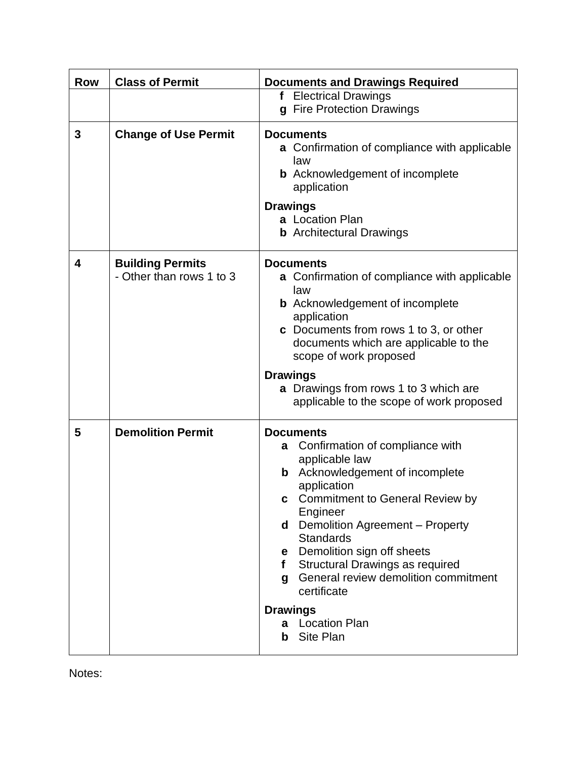| Row | Class of Permit | Documents and Drawings Required |
| --- | --- | --- |
| | | **f** Electrical Drawings<br>**g** Fire Protection Drawings |
| **3** | **Change of Use Permit** | **Documents**<br>**a** Confirmation of compliance with applicable law<br>**b** Acknowledgement of incomplete application<br><br>**Drawings**<br>**a** Location Plan<br>**b** Architectural Drawings |
| **4** | **Building Permits**<br>- Other than rows 1 to 3 | **Documents**<br>**a** Confirmation of compliance with applicable law<br>**b** Acknowledgement of incomplete application<br>**c** Documents from rows 1 to 3, or other documents which are applicable to the scope of work proposed<br><br>**Drawings**<br>**a** Drawings from rows 1 to 3 which are applicable to the scope of work proposed |
| **5** | **Demolition Permit** | **Documents**<br>**a** Confirmation of compliance with applicable law<br>**b** Acknowledgement of incomplete application<br>**c** Commitment to General Review by Engineer<br>**d** Demolition Agreement – Property Standards<br>**e** Demolition sign off sheets<br>**f** Structural Drawings as required<br>**g** General review demolition commitment certificate<br><br>**Drawings**<br>**a** Location Plan<br>**b** Site Plan |

Notes: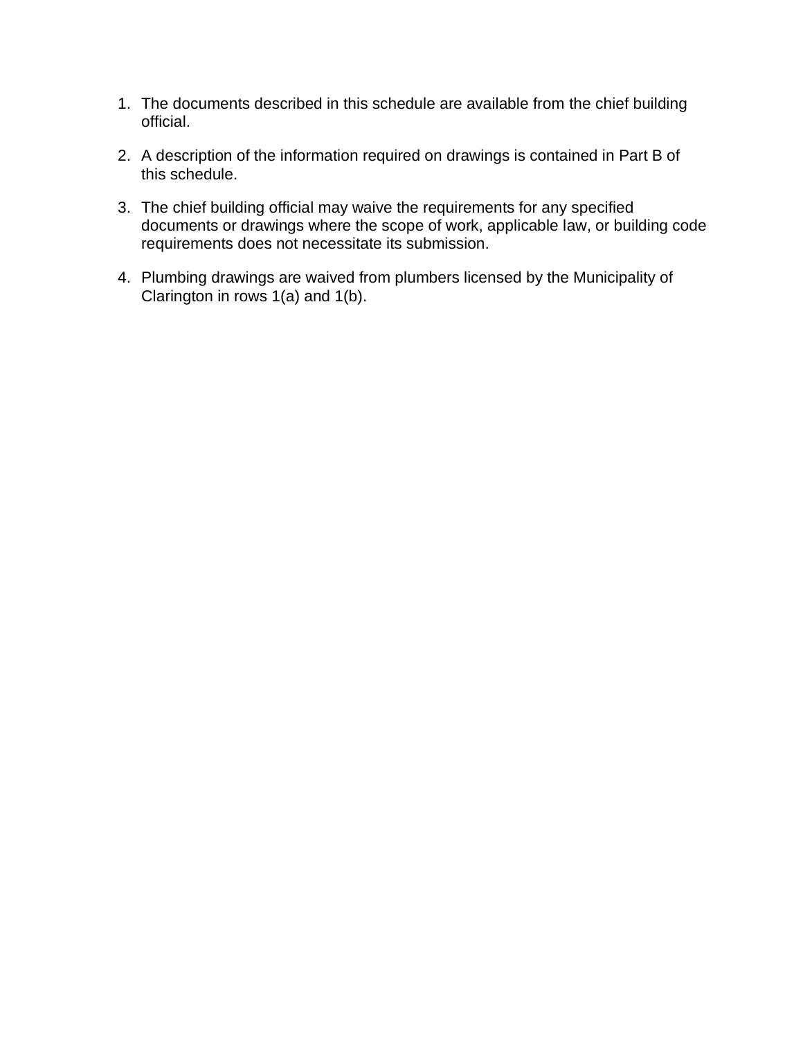1. The documents described in this schedule are available from the chief building official.

2. A description of the information required on drawings is contained in Part B of this schedule.

3. The chief building official may waive the requirements for any specified documents or drawings where the scope of work, applicable law, or building code requirements does not necessitate its submission.

4. Plumbing drawings are waived from plumbers licensed by the Municipality of Clarington in rows 1(a) and 1(b).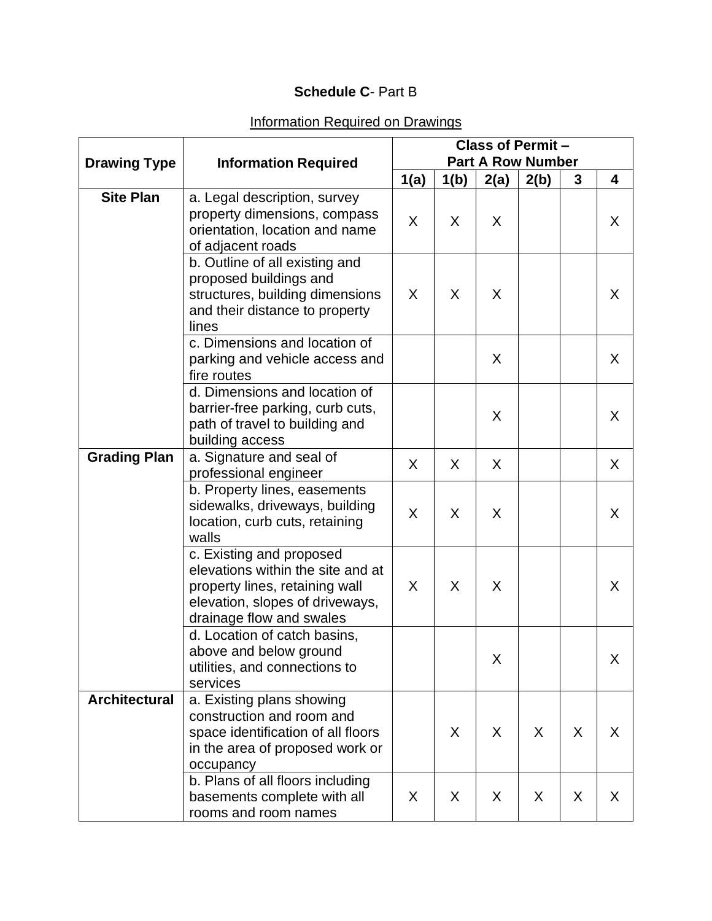**Schedule C**- Part B

Information Required on Drawings

| Drawing Type | Information Required | Class of Permit – Part A Row Number | | | | | |
|---|---|---|---|---|---|---|---|
| | | 1(a) | 1(b) | 2(a) | 2(b) | 3 | 4 |
| **Site Plan** | a. Legal description, survey property dimensions, compass orientation, location and name of adjacent roads | X | X | X | | | X |
| | b. Outline of all existing and proposed buildings and structures, building dimensions and their distance to property lines | X | X | X | | | X |
| | c. Dimensions and location of parking and vehicle access and fire routes | | | X | | | X |
| | d. Dimensions and location of barrier-free parking, curb cuts, path of travel to building and building access | | | X | | | X |
| **Grading Plan** | a. Signature and seal of professional engineer | X | X | X | | | X |
| | b. Property lines, easements sidewalks, driveways, building location, curb cuts, retaining walls | X | X | X | | | X |
| | c. Existing and proposed elevations within the site and at property lines, retaining wall elevation, slopes of driveways, drainage flow and swales | X | X | X | | | X |
| | d. Location of catch basins, above and below ground utilities, and connections to services | | | X | | | X |
| **Architectural** | a. Existing plans showing construction and room and space identification of all floors in the area of proposed work or occupancy | | X | X | X | X | X |
| | b. Plans of all floors including basements complete with all rooms and room names | X | X | X | X | X | X |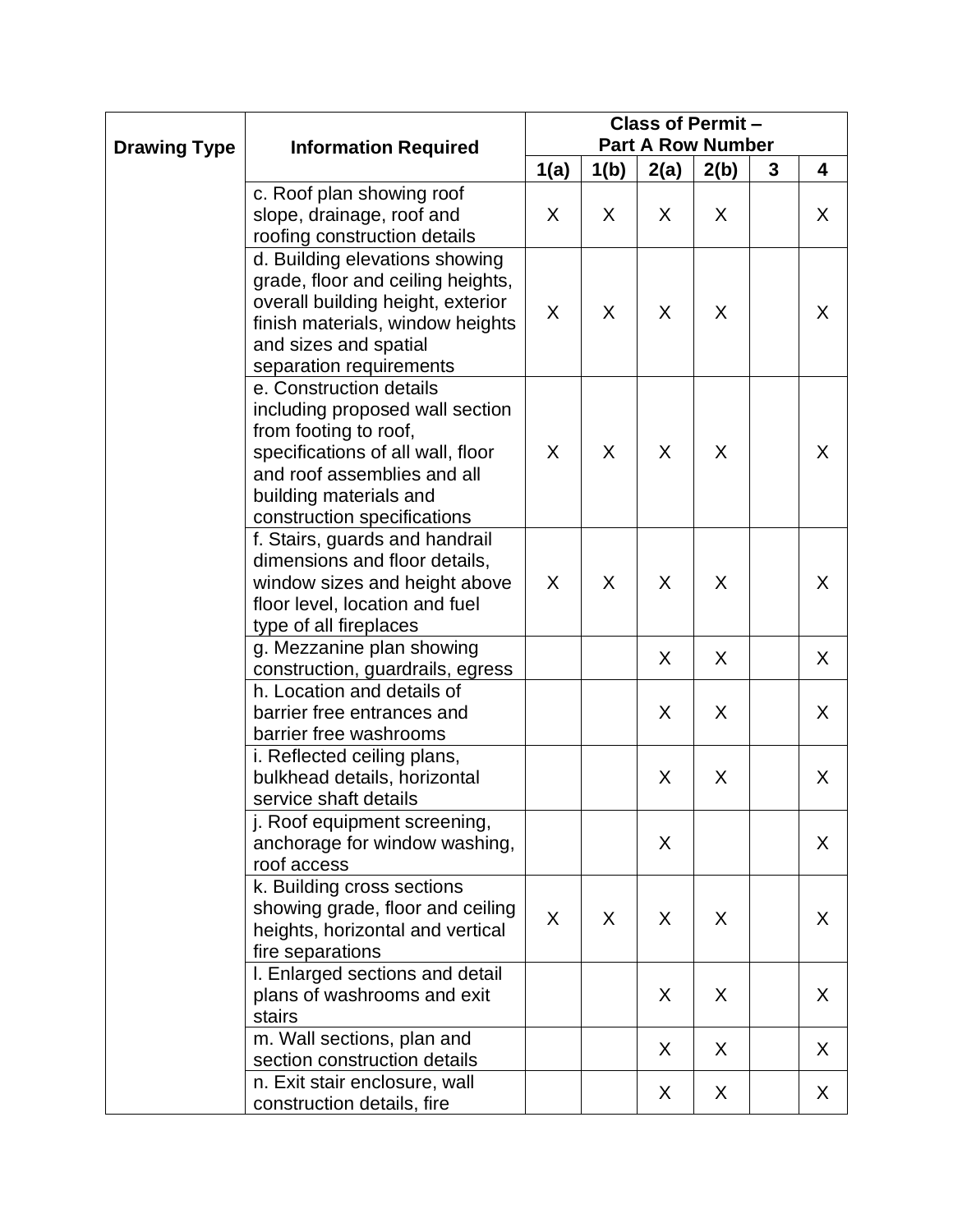| Drawing Type | Information Required | Class of Permit – Part A Row Number | | | | | |
|---|---|---|---|---|---|---|---|
| | | 1(a) | 1(b) | 2(a) | 2(b) | 3 | 4 |
| | c. Roof plan showing roof slope, drainage, roof and roofing construction details | X | X | X | X | | X |
| | d. Building elevations showing grade, floor and ceiling heights, overall building height, exterior finish materials, window heights and sizes and spatial separation requirements | X | X | X | X | | X |
| | e. Construction details including proposed wall section from footing to roof, specifications of all wall, floor and roof assemblies and all building materials and construction specifications | X | X | X | X | | X |
| | f. Stairs, guards and handrail dimensions and floor details, window sizes and height above floor level, location and fuel type of all fireplaces | X | X | X | X | | X |
| | g. Mezzanine plan showing construction, guardrails, egress | | | X | X | | X |
| | h. Location and details of barrier free entrances and barrier free washrooms | | | X | X | | X |
| | i. Reflected ceiling plans, bulkhead details, horizontal service shaft details | | | X | X | | X |
| | j. Roof equipment screening, anchorage for window washing, roof access | | | X | | | X |
| | k. Building cross sections showing grade, floor and ceiling heights, horizontal and vertical fire separations | X | X | X | X | | X |
| | l. Enlarged sections and detail plans of washrooms and exit stairs | | | X | X | | X |
| | m. Wall sections, plan and section construction details | | | X | X | | X |
| | n. Exit stair enclosure, wall construction details, fire | | | X | X | | X |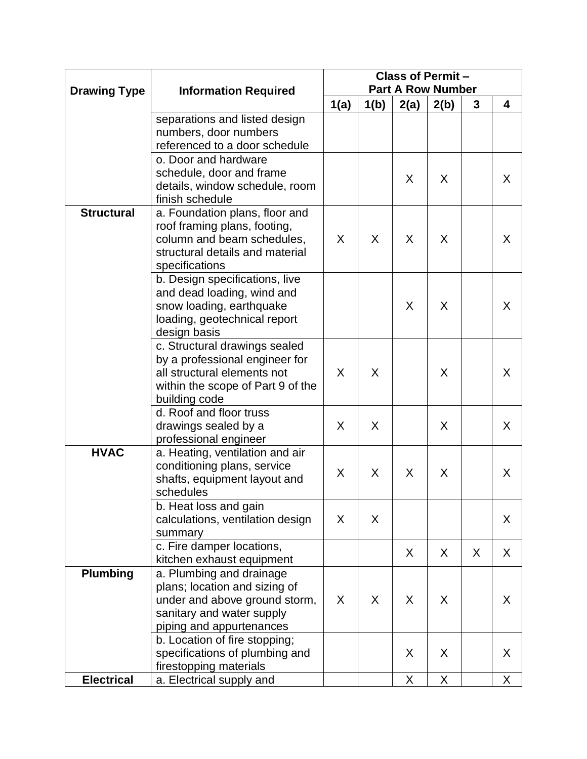| Drawing Type | Information Required | Class of Permit – Part A Row Number | | | | | |
|---|---|---|---|---|---|---|---|
| | | 1(a) | 1(b) | 2(a) | 2(b) | 3 | 4 |
| | separations and listed design numbers, door numbers referenced to a door schedule | | | | | | |
| | o. Door and hardware schedule, door and frame details, window schedule, room finish schedule | | | X | X | | X |
| **Structural** | a. Foundation plans, floor and roof framing plans, footing, column and beam schedules, structural details and material specifications | X | X | X | X | | X |
| | b. Design specifications, live and dead loading, wind and snow loading, earthquake loading, geotechnical report design basis | | | X | X | | X |
| | c. Structural drawings sealed by a professional engineer for all structural elements not within the scope of Part 9 of the building code | X | X | | X | | X |
| | d. Roof and floor truss drawings sealed by a professional engineer | X | X | | X | | X |
| **HVAC** | a. Heating, ventilation and air conditioning plans, service shafts, equipment layout and schedules | X | X | X | X | | X |
| | b. Heat loss and gain calculations, ventilation design summary | X | X | | | | X |
| | c. Fire damper locations, kitchen exhaust equipment | | | X | X | X | X |
| **Plumbing** | a. Plumbing and drainage plans; location and sizing of under and above ground storm, sanitary and water supply piping and appurtenances | X | X | X | X | | X |
| | b. Location of fire stopping; specifications of plumbing and firestopping materials | | | X | X | | X |
| **Electrical** | a. Electrical supply and | | | X | X | | X |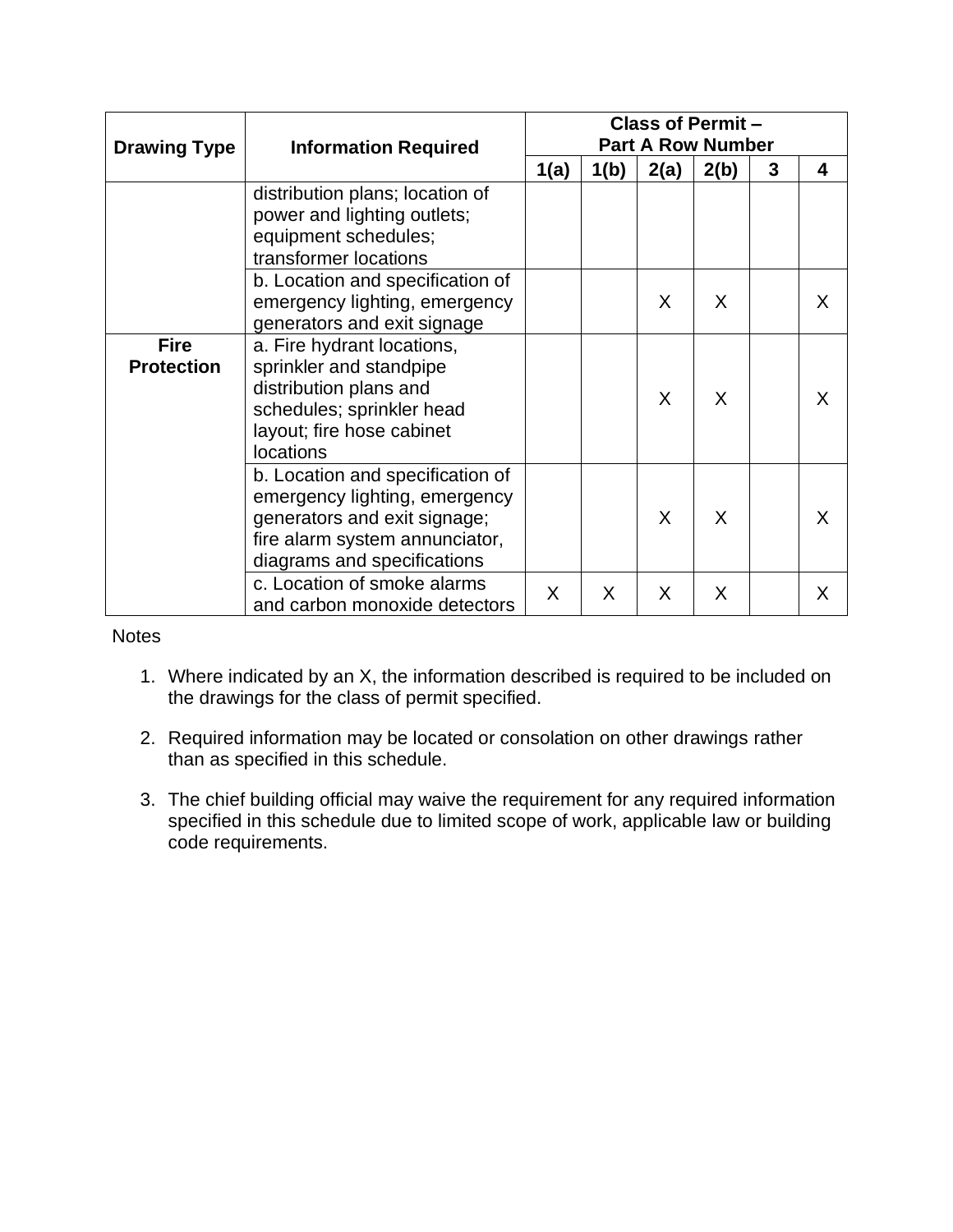| Drawing Type | Information Required | Class of Permit – Part A Row Number | | | | | |
|---|---|---|---|---|---|---|---|
| | | 1(a) | 1(b) | 2(a) | 2(b) | 3 | 4 |
| | distribution plans; location of power and lighting outlets; equipment schedules; transformer locations | | | | | | |
| | b. Location and specification of emergency lighting, emergency generators and exit signage | | | X | X | | X |
| **Fire Protection** | a. Fire hydrant locations, sprinkler and standpipe distribution plans and schedules; sprinkler head layout; fire hose cabinet locations | | | X | X | | X |
| | b. Location and specification of emergency lighting, emergency generators and exit signage; fire alarm system annunciator, diagrams and specifications | | | X | X | | X |
| | c. Location of smoke alarms and carbon monoxide detectors | X | X | X | X | | X |

Notes

1. Where indicated by an X, the information described is required to be included on the drawings for the class of permit specified.

2. Required information may be located or consolation on other drawings rather than as specified in this schedule.

3. The chief building official may waive the requirement for any required information specified in this schedule due to limited scope of work, applicable law or building code requirements.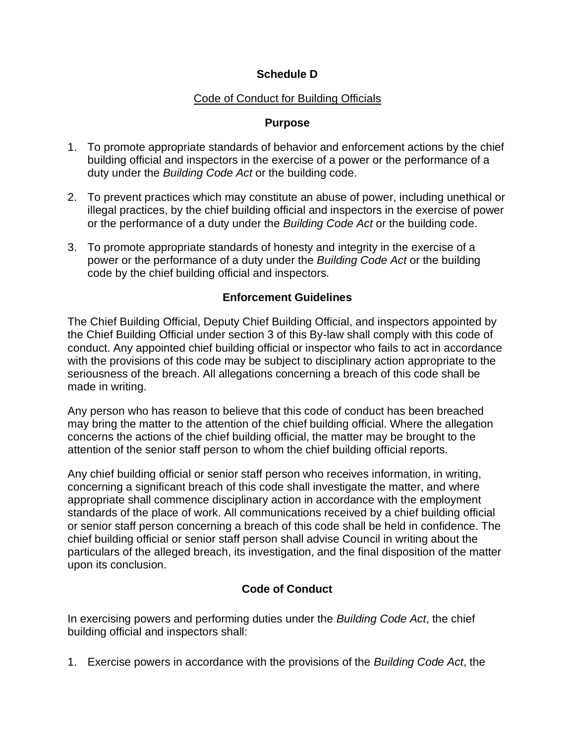**Schedule D**

Code of Conduct for Building Officials

**Purpose**

1. To promote appropriate standards of behavior and enforcement actions by the chief building official and inspectors in the exercise of a power or the performance of a duty under the *Building Code Act* or the building code.
2. To prevent practices which may constitute an abuse of power, including unethical or illegal practices, by the chief building official and inspectors in the exercise of power or the performance of a duty under the *Building Code Act* or the building code.
3. To promote appropriate standards of honesty and integrity in the exercise of a power or the performance of a duty under the *Building Code Act* or the building code by the chief building official and inspectors.

**Enforcement Guidelines**

The Chief Building Official, Deputy Chief Building Official, and inspectors appointed by the Chief Building Official under section 3 of this By-law shall comply with this code of conduct. Any appointed chief building official or inspector who fails to act in accordance with the provisions of this code may be subject to disciplinary action appropriate to the seriousness of the breach. All allegations concerning a breach of this code shall be made in writing.

Any person who has reason to believe that this code of conduct has been breached may bring the matter to the attention of the chief building official. Where the allegation concerns the actions of the chief building official, the matter may be brought to the attention of the senior staff person to whom the chief building official reports.

Any chief building official or senior staff person who receives information, in writing, concerning a significant breach of this code shall investigate the matter, and where appropriate shall commence disciplinary action in accordance with the employment standards of the place of work. All communications received by a chief building official or senior staff person concerning a breach of this code shall be held in confidence. The chief building official or senior staff person shall advise Council in writing about the particulars of the alleged breach, its investigation, and the final disposition of the matter upon its conclusion.

**Code of Conduct**

In exercising powers and performing duties under the *Building Code Act*, the chief building official and inspectors shall:

1. Exercise powers in accordance with the provisions of the *Building Code Act*, the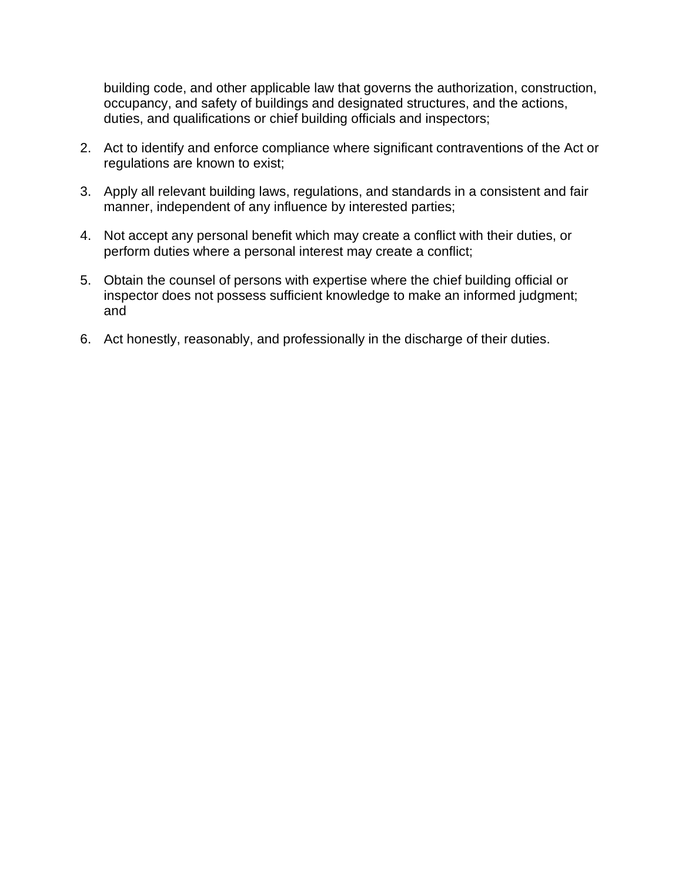building code, and other applicable law that governs the authorization, construction, occupancy, and safety of buildings and designated structures, and the actions, duties, and qualifications or chief building officials and inspectors;

2. Act to identify and enforce compliance where significant contraventions of the Act or regulations are known to exist;

3. Apply all relevant building laws, regulations, and standards in a consistent and fair manner, independent of any influence by interested parties;

4. Not accept any personal benefit which may create a conflict with their duties, or perform duties where a personal interest may create a conflict;

5. Obtain the counsel of persons with expertise where the chief building official or inspector does not possess sufficient knowledge to make an informed judgment; and

6. Act honestly, reasonably, and professionally in the discharge of their duties.